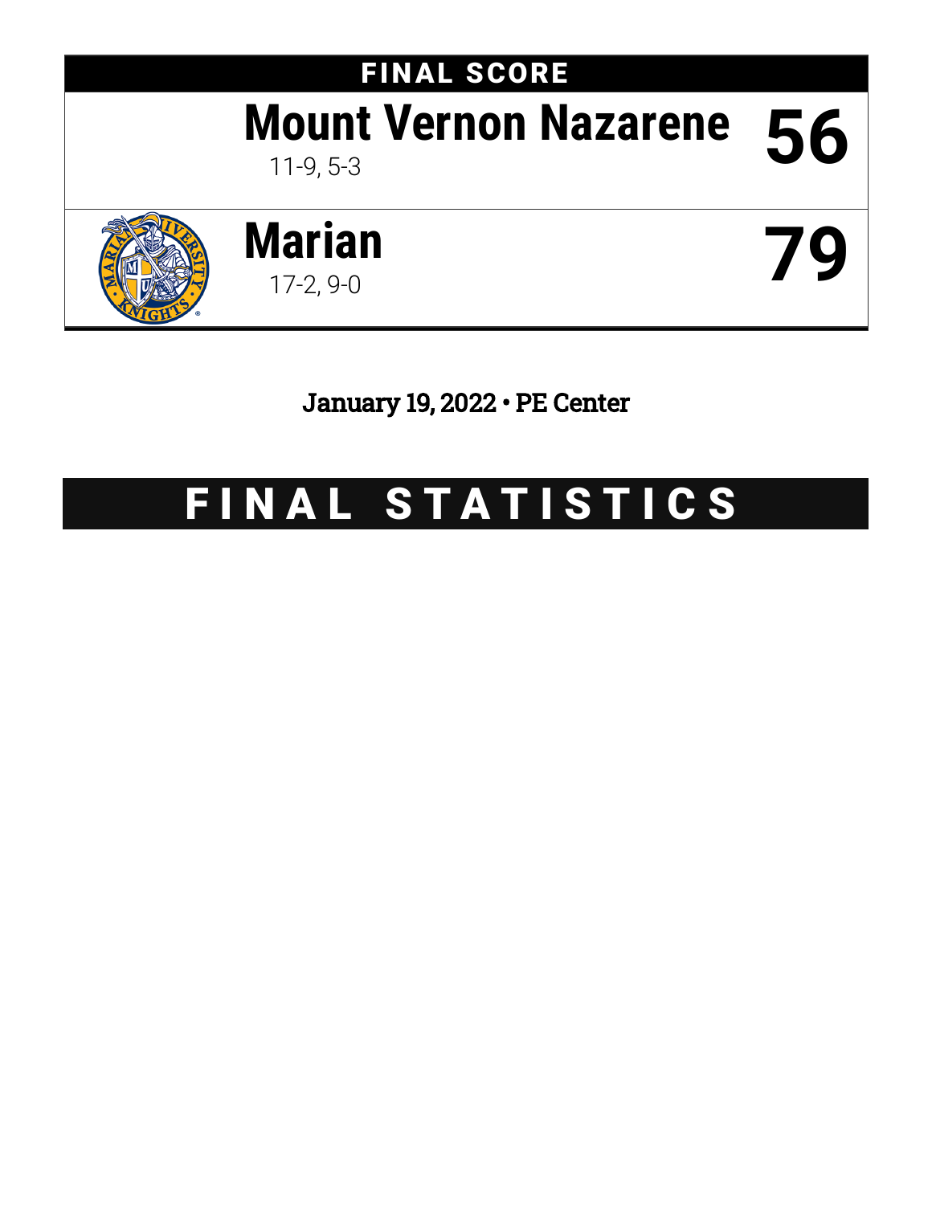# FINAL SCORE

| Team | Record | Score |
| --- | --- | --- |
| **Mount Vernon Nazarene** | 11-9, 5-3 | **56** |
| **Marian** | 17-2, 9-0 | **79** |

January 19, 2022 • PE Center

# FINAL STATISTICS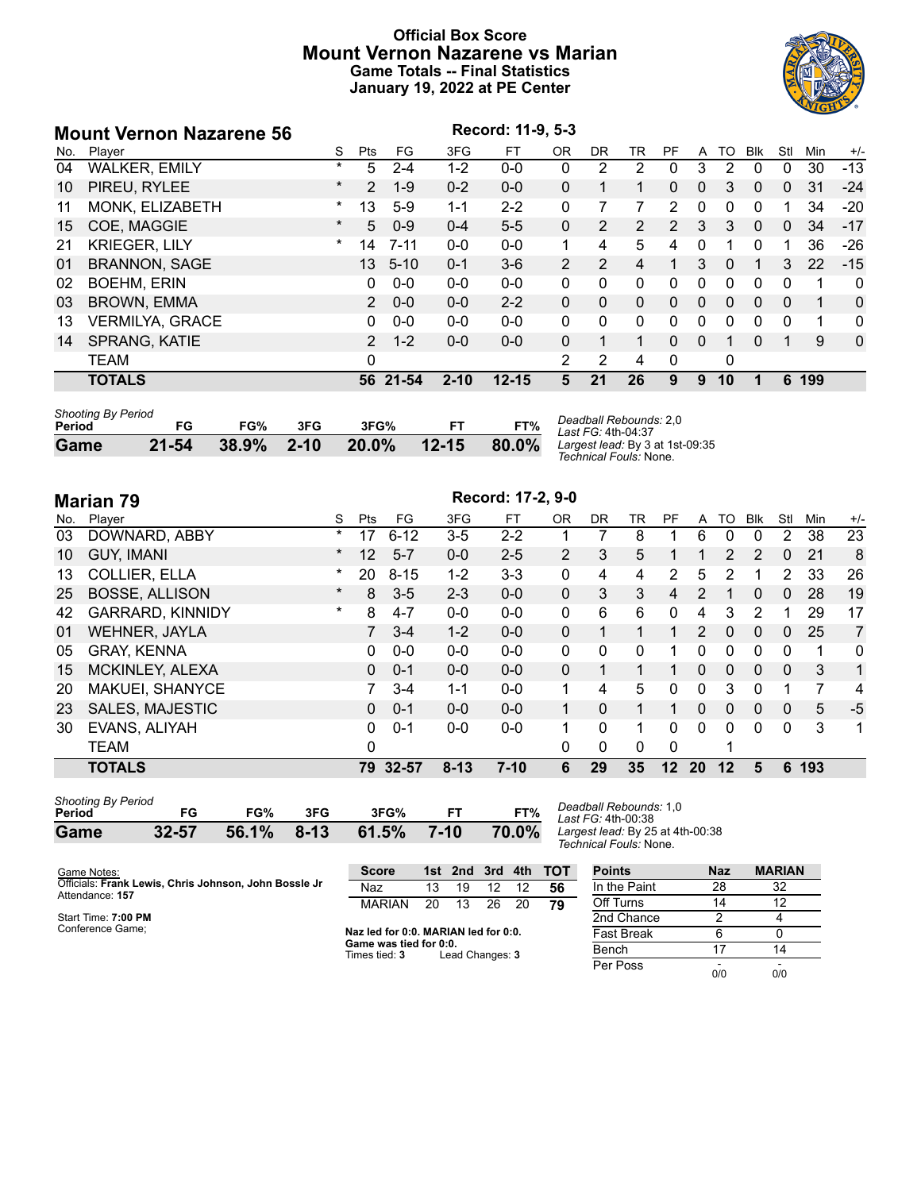# Official Box Score
## Mount Vernon Nazarene vs Marian
### Game Totals -- Final Statistics
### January 19, 2022 at PE Center

## Mount Vernon Nazarene 56

Record: 11-9, 5-3

| No. | Player | S | Pts | FG | 3FG | FT | OR | DR | TR | PF | A | TO | Blk | Stl | Min | +/- |
|---|---|---|---|---|---|---|---|---|---|---|---|---|---|---|---|---|
| 04 | WALKER, EMILY | * | 5 | 2-4 | 1-2 | 0-0 | 0 | 2 | 2 | 0 | 3 | 2 | 0 | 0 | 30 | -13 |
| 10 | PIREU, RYLEE | * | 2 | 1-9 | 0-2 | 0-0 | 0 | 1 | 1 | 0 | 0 | 3 | 0 | 0 | 31 | -24 |
| 11 | MONK, ELIZABETH | * | 13 | 5-9 | 1-1 | 2-2 | 0 | 7 | 7 | 2 | 0 | 0 | 0 | 1 | 34 | -20 |
| 15 | COE, MAGGIE | * | 5 | 0-9 | 0-4 | 5-5 | 0 | 2 | 2 | 2 | 3 | 3 | 0 | 0 | 34 | -17 |
| 21 | KRIEGER, LILY | * | 14 | 7-11 | 0-0 | 0-0 | 1 | 4 | 5 | 4 | 0 | 1 | 0 | 1 | 36 | -26 |
| 01 | BRANNON, SAGE | | 13 | 5-10 | 0-1 | 3-6 | 2 | 2 | 4 | 1 | 3 | 0 | 1 | 3 | 22 | -15 |
| 02 | BOEHM, ERIN | | 0 | 0-0 | 0-0 | 0-0 | 0 | 0 | 0 | 0 | 0 | 0 | 0 | 0 | 1 | 0 |
| 03 | BROWN, EMMA | | 2 | 0-0 | 0-0 | 2-2 | 0 | 0 | 0 | 0 | 0 | 0 | 0 | 0 | 1 | 0 |
| 13 | VERMILYA, GRACE | | 0 | 0-0 | 0-0 | 0-0 | 0 | 0 | 0 | 0 | 0 | 0 | 0 | 0 | 1 | 0 |
| 14 | SPRANG, KATIE | | 2 | 1-2 | 0-0 | 0-0 | 0 | 1 | 1 | 0 | 0 | 1 | 0 | 1 | 9 | 0 |
| | TEAM | | 0 | | | | 2 | 2 | 4 | 0 | | 0 | | | | |
| | **TOTALS** | | **56** | **21-54** | **2-10** | **12-15** | **5** | **21** | **26** | **9** | **9** | **10** | **1** | **6** | **199** | |

| Shooting By Period Period | FG | FG% | 3FG | 3FG% | FT | FT% |
|---|---|---|---|---|---|---|
| Game | 21-54 | 38.9% | 2-10 | 20.0% | 12-15 | 80.0% |

*Deadball Rebounds:* 2,0
*Last FG:* 4th-04:37
*Largest lead:* By 3 at 1st-09:35
*Technical Fouls:* None.

## Marian 79

Record: 17-2, 9-0

| No. | Player | S | Pts | FG | 3FG | FT | OR | DR | TR | PF | A | TO | Blk | Stl | Min | +/- |
|---|---|---|---|---|---|---|---|---|---|---|---|---|---|---|---|---|
| 03 | DOWNARD, ABBY | * | 17 | 6-12 | 3-5 | 2-2 | 1 | 7 | 8 | 1 | 6 | 0 | 0 | 2 | 38 | 23 |
| 10 | GUY, IMANI | * | 12 | 5-7 | 0-0 | 2-5 | 2 | 3 | 5 | 1 | 1 | 2 | 2 | 0 | 21 | 8 |
| 13 | COLLIER, ELLA | * | 20 | 8-15 | 1-2 | 3-3 | 0 | 4 | 4 | 2 | 5 | 2 | 1 | 2 | 33 | 26 |
| 25 | BOSSE, ALLISON | * | 8 | 3-5 | 2-3 | 0-0 | 0 | 3 | 3 | 4 | 2 | 1 | 0 | 0 | 28 | 19 |
| 42 | GARRARD, KINNIDY | * | 8 | 4-7 | 0-0 | 0-0 | 0 | 6 | 6 | 0 | 4 | 3 | 2 | 1 | 29 | 17 |
| 01 | WEHNER, JAYLA | | 7 | 3-4 | 1-2 | 0-0 | 0 | 1 | 1 | 1 | 2 | 0 | 0 | 0 | 25 | 7 |
| 05 | GRAY, KENNA | | 0 | 0-0 | 0-0 | 0-0 | 0 | 0 | 0 | 1 | 0 | 0 | 0 | 0 | 1 | 0 |
| 15 | MCKINLEY, ALEXA | | 0 | 0-1 | 0-0 | 0-0 | 0 | 1 | 1 | 1 | 0 | 0 | 0 | 0 | 3 | 1 |
| 20 | MAKUEI, SHANYCE | | 7 | 3-4 | 1-1 | 0-0 | 1 | 4 | 5 | 0 | 0 | 3 | 0 | 1 | 7 | 4 |
| 23 | SALES, MAJESTIC | | 0 | 0-1 | 0-0 | 0-0 | 1 | 0 | 1 | 1 | 0 | 0 | 0 | 0 | 5 | -5 |
| 30 | EVANS, ALIYAH | | 0 | 0-1 | 0-0 | 0-0 | 1 | 0 | 1 | 0 | 0 | 0 | 0 | 0 | 3 | 1 |
| | TEAM | | 0 | | | | 0 | 0 | 0 | 0 | | 1 | | | | |
| | **TOTALS** | | **79** | **32-57** | **8-13** | **7-10** | **6** | **29** | **35** | **12** | **20** | **12** | **5** | **6** | **193** | |

| Shooting By Period Period | FG | FG% | 3FG | 3FG% | FT | FT% |
|---|---|---|---|---|---|---|
| Game | 32-57 | 56.1% | 8-13 | 61.5% | 7-10 | 70.0% |

*Deadball Rebounds:* 1,0
*Last FG:* 4th-00:38
*Largest lead:* By 25 at 4th-00:38
*Technical Fouls:* None.

Game Notes:
Officials: **Frank Lewis, Chris Johnson, John Bossle Jr**
Attendance: **157**

Start Time: **7:00 PM**
Conference Game;

| Score | 1st | 2nd | 3rd | 4th | TOT |
|---|---|---|---|---|---|
| Naz | 13 | 19 | 12 | 12 | **56** |
| MARIAN | 20 | 13 | 26 | 20 | **79** |

**Naz led for 0:0. MARIAN led for 0:0.**
**Game was tied for 0:0.**
Times tied: **3** Lead Changes: **3**

| Points | Naz | MARIAN |
|---|---|---|
| In the Paint | 28 | 32 |
| Off Turns | 14 | 12 |
| 2nd Chance | 2 | 4 |
| Fast Break | 6 | 0 |
| Bench | 17 | 14 |
| Per Poss | - 0/0 | - 0/0 |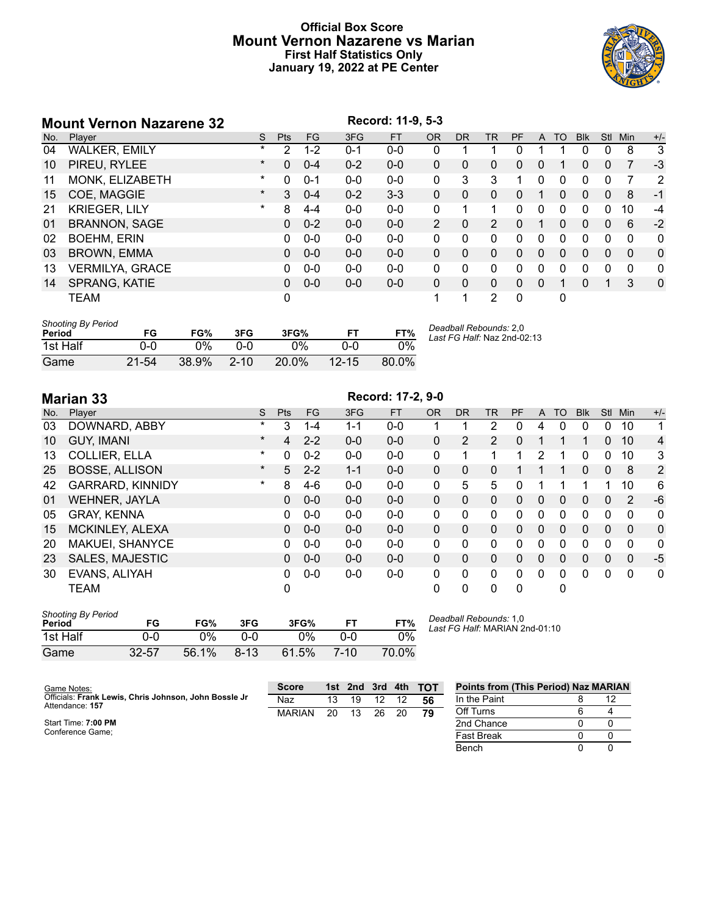# Official Box Score
## Mount Vernon Nazarene vs Marian
### First Half Statistics Only
### January 19, 2022 at PE Center

## Mount Vernon Nazarene 32

Record: 11-9, 5-3

| No. | Player | S | Pts | FG | 3FG | FT | OR | DR | TR | PF | A | TO | Blk | Stl | Min | +/- |
|---|---|---|---|---|---|---|---|---|---|---|---|---|---|---|---|---|
| 04 | WALKER, EMILY | * | 2 | 1-2 | 0-1 | 0-0 | 0 | 1 | 1 | 0 | 1 | 1 | 0 | 0 | 8 | 3 |
| 10 | PIREU, RYLEE | * | 0 | 0-4 | 0-2 | 0-0 | 0 | 0 | 0 | 0 | 0 | 1 | 0 | 0 | 7 | -3 |
| 11 | MONK, ELIZABETH | * | 0 | 0-1 | 0-0 | 0-0 | 0 | 3 | 3 | 1 | 0 | 0 | 0 | 0 | 7 | 2 |
| 15 | COE, MAGGIE | * | 3 | 0-4 | 0-2 | 3-3 | 0 | 0 | 0 | 0 | 1 | 0 | 0 | 0 | 8 | -1 |
| 21 | KRIEGER, LILY | * | 8 | 4-4 | 0-0 | 0-0 | 0 | 1 | 1 | 0 | 0 | 0 | 0 | 0 | 10 | -4 |
| 01 | BRANNON, SAGE | | 0 | 0-2 | 0-0 | 0-0 | 2 | 0 | 2 | 0 | 1 | 0 | 0 | 0 | 6 | -2 |
| 02 | BOEHM, ERIN | | 0 | 0-0 | 0-0 | 0-0 | 0 | 0 | 0 | 0 | 0 | 0 | 0 | 0 | 0 | 0 |
| 03 | BROWN, EMMA | | 0 | 0-0 | 0-0 | 0-0 | 0 | 0 | 0 | 0 | 0 | 0 | 0 | 0 | 0 | 0 |
| 13 | VERMILYA, GRACE | | 0 | 0-0 | 0-0 | 0-0 | 0 | 0 | 0 | 0 | 0 | 0 | 0 | 0 | 0 | 0 |
| 14 | SPRANG, KATIE | | 0 | 0-0 | 0-0 | 0-0 | 0 | 0 | 0 | 0 | 0 | 1 | 0 | 1 | 3 | 0 |
| | TEAM | | 0 | | | | 1 | 1 | 2 | 0 | | 0 | | | | |

*Shooting By Period*

| Period | FG | FG% | 3FG | 3FG% | FT | FT% |
|---|---|---|---|---|---|---|
| 1st Half | 0-0 | 0% | 0-0 | 0% | 0-0 | 0% |
| Game | 21-54 | 38.9% | 2-10 | 20.0% | 12-15 | 80.0% |

*Deadball Rebounds:* 2,0
*Last FG Half:* Naz 2nd-02:13

## Marian 33

Record: 17-2, 9-0

| No. | Player | S | Pts | FG | 3FG | FT | OR | DR | TR | PF | A | TO | Blk | Stl | Min | +/- |
|---|---|---|---|---|---|---|---|---|---|---|---|---|---|---|---|---|
| 03 | DOWNARD, ABBY | * | 3 | 1-4 | 1-1 | 0-0 | 1 | 1 | 2 | 0 | 4 | 0 | 0 | 0 | 10 | 1 |
| 10 | GUY, IMANI | * | 4 | 2-2 | 0-0 | 0-0 | 0 | 2 | 2 | 0 | 1 | 1 | 1 | 0 | 10 | 4 |
| 13 | COLLIER, ELLA | * | 0 | 0-2 | 0-0 | 0-0 | 0 | 1 | 1 | 1 | 2 | 1 | 0 | 0 | 10 | 3 |
| 25 | BOSSE, ALLISON | * | 5 | 2-2 | 1-1 | 0-0 | 0 | 0 | 0 | 1 | 1 | 1 | 0 | 0 | 8 | 2 |
| 42 | GARRARD, KINNIDY | * | 8 | 4-6 | 0-0 | 0-0 | 0 | 5 | 5 | 0 | 1 | 1 | 1 | 1 | 10 | 6 |
| 01 | WEHNER, JAYLA | | 0 | 0-0 | 0-0 | 0-0 | 0 | 0 | 0 | 0 | 0 | 0 | 0 | 0 | 2 | -6 |
| 05 | GRAY, KENNA | | 0 | 0-0 | 0-0 | 0-0 | 0 | 0 | 0 | 0 | 0 | 0 | 0 | 0 | 0 | 0 |
| 15 | MCKINLEY, ALEXA | | 0 | 0-0 | 0-0 | 0-0 | 0 | 0 | 0 | 0 | 0 | 0 | 0 | 0 | 0 | 0 |
| 20 | MAKUEI, SHANYCE | | 0 | 0-0 | 0-0 | 0-0 | 0 | 0 | 0 | 0 | 0 | 0 | 0 | 0 | 0 | 0 |
| 23 | SALES, MAJESTIC | | 0 | 0-0 | 0-0 | 0-0 | 0 | 0 | 0 | 0 | 0 | 0 | 0 | 0 | 0 | -5 |
| 30 | EVANS, ALIYAH | | 0 | 0-0 | 0-0 | 0-0 | 0 | 0 | 0 | 0 | 0 | 0 | 0 | 0 | 0 | 0 |
| | TEAM | | 0 | | | | 0 | 0 | 0 | 0 | | 0 | | | | |

*Shooting By Period*

| Period | FG | FG% | 3FG | 3FG% | FT | FT% |
|---|---|---|---|---|---|---|
| 1st Half | 0-0 | 0% | 0-0 | 0% | 0-0 | 0% |
| Game | 32-57 | 56.1% | 8-13 | 61.5% | 7-10 | 70.0% |

*Deadball Rebounds:* 1,0
*Last FG Half:* MARIAN 2nd-01:10

Game Notes:
Officials: **Frank Lewis, Chris Johnson, John Bossle Jr**
Attendance: **157**

Start Time: **7:00 PM**
Conference Game;

| Score | 1st | 2nd | 3rd | 4th | TOT |
|---|---|---|---|---|---|
| Naz | 13 | 19 | 12 | 12 | 56 |
| MARIAN | 20 | 13 | 26 | 20 | 79 |

| Points from (This Period) | Naz | MARIAN |
|---|---|---|
| In the Paint | 8 | 12 |
| Off Turns | 6 | 4 |
| 2nd Chance | 0 | 0 |
| Fast Break | 0 | 0 |
| Bench | 0 | 0 |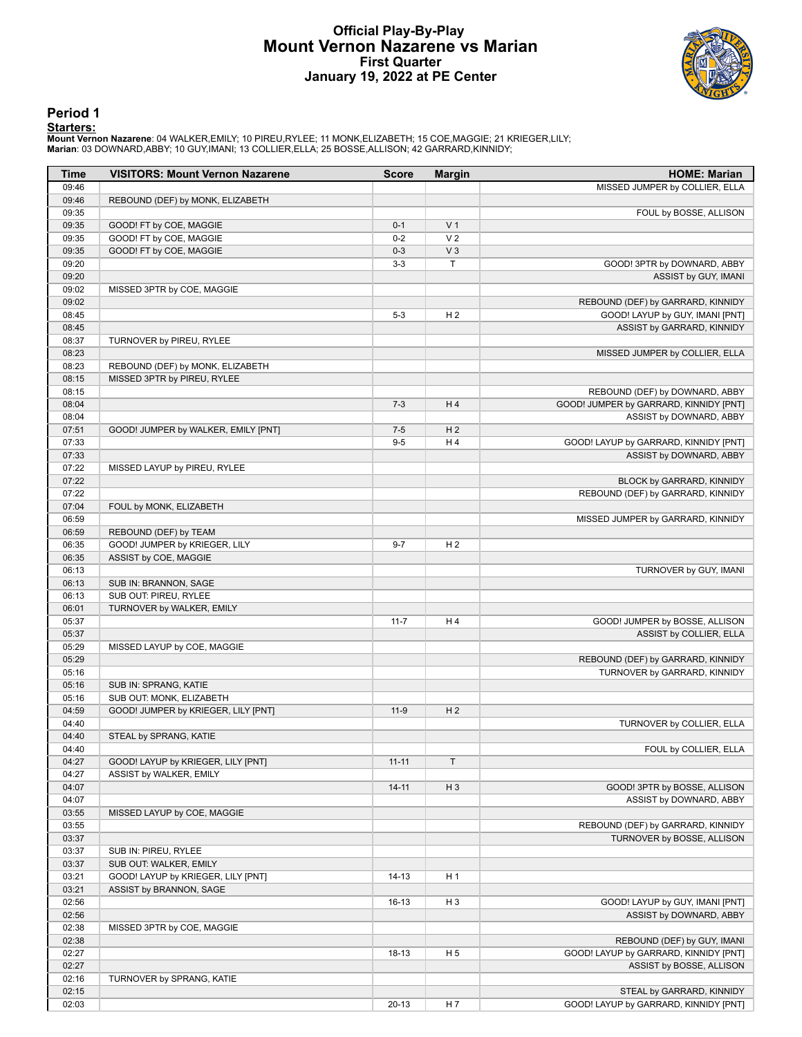# Official Play-By-Play
# Mount Vernon Nazarene vs Marian
## First Quarter
## January 19, 2022 at PE Center

### Period 1

**Starters:**

**Mount Vernon Nazarene**: 04 WALKER,EMILY; 10 PIREU,RYLEE; 11 MONK,ELIZABETH; 15 COE,MAGGIE; 21 KRIEGER,LILY;
**Marian**: 03 DOWNARD,ABBY; 10 GUY,IMANI; 13 COLLIER,ELLA; 25 BOSSE,ALLISON; 42 GARRARD,KINNIDY;

| Time | VISITORS: Mount Vernon Nazarene | Score | Margin | HOME: Marian |
|---|---|---|---|---|
| 09:46 | | | | MISSED JUMPER by COLLIER, ELLA |
| 09:46 | REBOUND (DEF) by MONK, ELIZABETH | | | |
| 09:35 | | | | FOUL by BOSSE, ALLISON |
| 09:35 | GOOD! FT by COE, MAGGIE | 0-1 | V 1 | |
| 09:35 | GOOD! FT by COE, MAGGIE | 0-2 | V 2 | |
| 09:35 | GOOD! FT by COE, MAGGIE | 0-3 | V 3 | |
| 09:20 | | 3-3 | T | GOOD! 3PTR by DOWNARD, ABBY |
| 09:20 | | | | ASSIST by GUY, IMANI |
| 09:02 | MISSED 3PTR by COE, MAGGIE | | | |
| 09:02 | | | | REBOUND (DEF) by GARRARD, KINNIDY |
| 08:45 | | 5-3 | H 2 | GOOD! LAYUP by GUY, IMANI [PNT] |
| 08:45 | | | | ASSIST by GARRARD, KINNIDY |
| 08:37 | TURNOVER by PIREU, RYLEE | | | |
| 08:23 | | | | MISSED JUMPER by COLLIER, ELLA |
| 08:23 | REBOUND (DEF) by MONK, ELIZABETH | | | |
| 08:15 | MISSED 3PTR by PIREU, RYLEE | | | |
| 08:15 | | | | REBOUND (DEF) by DOWNARD, ABBY |
| 08:04 | | 7-3 | H 4 | GOOD! JUMPER by GARRARD, KINNIDY [PNT] |
| 08:04 | | | | ASSIST by DOWNARD, ABBY |
| 07:51 | GOOD! JUMPER by WALKER, EMILY [PNT] | 7-5 | H 2 | |
| 07:33 | | 9-5 | H 4 | GOOD! LAYUP by GARRARD, KINNIDY [PNT] |
| 07:33 | | | | ASSIST by DOWNARD, ABBY |
| 07:22 | MISSED LAYUP by PIREU, RYLEE | | | |
| 07:22 | | | | BLOCK by GARRARD, KINNIDY |
| 07:22 | | | | REBOUND (DEF) by GARRARD, KINNIDY |
| 07:04 | FOUL by MONK, ELIZABETH | | | |
| 06:59 | | | | MISSED JUMPER by GARRARD, KINNIDY |
| 06:59 | REBOUND (DEF) by TEAM | | | |
| 06:35 | GOOD! JUMPER by KRIEGER, LILY | 9-7 | H 2 | |
| 06:35 | ASSIST by COE, MAGGIE | | | |
| 06:13 | | | | TURNOVER by GUY, IMANI |
| 06:13 | SUB IN: BRANNON, SAGE | | | |
| 06:13 | SUB OUT: PIREU, RYLEE | | | |
| 06:01 | TURNOVER by WALKER, EMILY | | | |
| 05:37 | | 11-7 | H 4 | GOOD! JUMPER by BOSSE, ALLISON |
| 05:37 | | | | ASSIST by COLLIER, ELLA |
| 05:29 | MISSED LAYUP by COE, MAGGIE | | | |
| 05:29 | | | | REBOUND (DEF) by GARRARD, KINNIDY |
| 05:16 | | | | TURNOVER by GARRARD, KINNIDY |
| 05:16 | SUB IN: SPRANG, KATIE | | | |
| 05:16 | SUB OUT: MONK, ELIZABETH | | | |
| 04:59 | GOOD! JUMPER by KRIEGER, LILY [PNT] | 11-9 | H 2 | |
| 04:40 | | | | TURNOVER by COLLIER, ELLA |
| 04:40 | STEAL by SPRANG, KATIE | | | |
| 04:40 | | | | FOUL by COLLIER, ELLA |
| 04:27 | GOOD! LAYUP by KRIEGER, LILY [PNT] | 11-11 | T | |
| 04:27 | ASSIST by WALKER, EMILY | | | |
| 04:07 | | 14-11 | H 3 | GOOD! 3PTR by BOSSE, ALLISON |
| 04:07 | | | | ASSIST by DOWNARD, ABBY |
| 03:55 | MISSED LAYUP by COE, MAGGIE | | | |
| 03:55 | | | | REBOUND (DEF) by GARRARD, KINNIDY |
| 03:37 | | | | TURNOVER by BOSSE, ALLISON |
| 03:37 | SUB IN: PIREU, RYLEE | | | |
| 03:37 | SUB OUT: WALKER, EMILY | | | |
| 03:21 | GOOD! LAYUP by KRIEGER, LILY [PNT] | 14-13 | H 1 | |
| 03:21 | ASSIST by BRANNON, SAGE | | | |
| 02:56 | | 16-13 | H 3 | GOOD! LAYUP by GUY, IMANI [PNT] |
| 02:56 | | | | ASSIST by DOWNARD, ABBY |
| 02:38 | MISSED 3PTR by COE, MAGGIE | | | |
| 02:38 | | | | REBOUND (DEF) by GUY, IMANI |
| 02:27 | | 18-13 | H 5 | GOOD! LAYUP by GARRARD, KINNIDY [PNT] |
| 02:27 | | | | ASSIST by BOSSE, ALLISON |
| 02:16 | TURNOVER by SPRANG, KATIE | | | |
| 02:15 | | | | STEAL by GARRARD, KINNIDY |
| 02:03 | | 20-13 | H 7 | GOOD! LAYUP by GARRARD, KINNIDY [PNT] |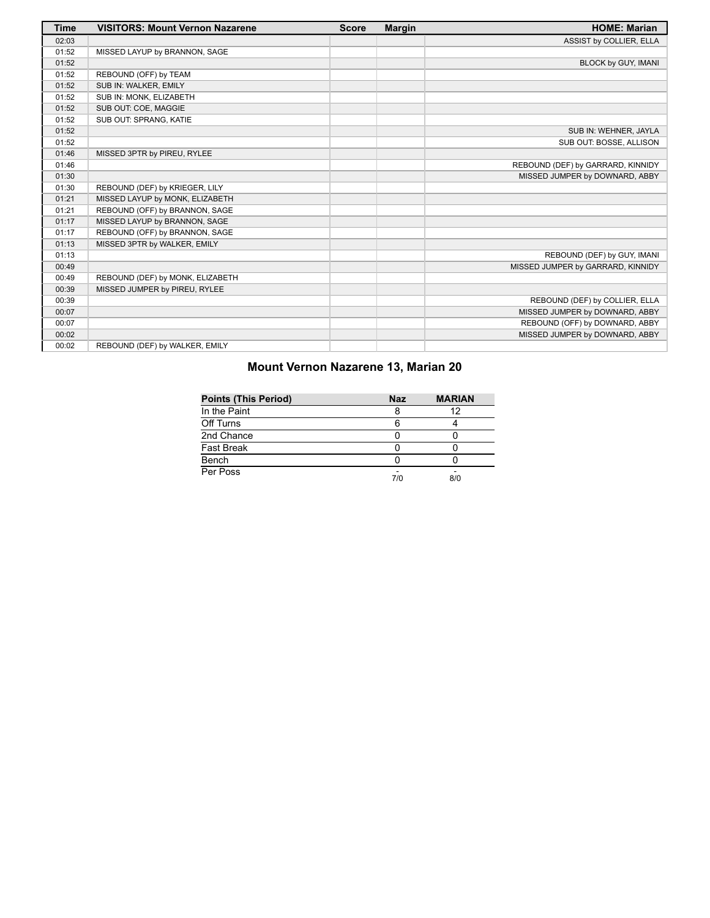| Time | VISITORS: Mount Vernon Nazarene | Score | Margin | HOME: Marian |
| --- | --- | --- | --- | --- |
| 02:03 | | | | ASSIST by COLLIER, ELLA |
| 01:52 | MISSED LAYUP by BRANNON, SAGE | | | |
| 01:52 | | | | BLOCK by GUY, IMANI |
| 01:52 | REBOUND (OFF) by TEAM | | | |
| 01:52 | SUB IN: WALKER, EMILY | | | |
| 01:52 | SUB IN: MONK, ELIZABETH | | | |
| 01:52 | SUB OUT: COE, MAGGIE | | | |
| 01:52 | SUB OUT: SPRANG, KATIE | | | |
| 01:52 | | | | SUB IN: WEHNER, JAYLA |
| 01:52 | | | | SUB OUT: BOSSE, ALLISON |
| 01:46 | MISSED 3PTR by PIREU, RYLEE | | | |
| 01:46 | | | | REBOUND (DEF) by GARRARD, KINNIDY |
| 01:30 | | | | MISSED JUMPER by DOWNARD, ABBY |
| 01:30 | REBOUND (DEF) by KRIEGER, LILY | | | |
| 01:21 | MISSED LAYUP by MONK, ELIZABETH | | | |
| 01:21 | REBOUND (OFF) by BRANNON, SAGE | | | |
| 01:17 | MISSED LAYUP by BRANNON, SAGE | | | |
| 01:17 | REBOUND (OFF) by BRANNON, SAGE | | | |
| 01:13 | MISSED 3PTR by WALKER, EMILY | | | |
| 01:13 | | | | REBOUND (DEF) by GUY, IMANI |
| 00:49 | | | | MISSED JUMPER by GARRARD, KINNIDY |
| 00:49 | REBOUND (DEF) by MONK, ELIZABETH | | | |
| 00:39 | MISSED JUMPER by PIREU, RYLEE | | | |
| 00:39 | | | | REBOUND (DEF) by COLLIER, ELLA |
| 00:07 | | | | MISSED JUMPER by DOWNARD, ABBY |
| 00:07 | | | | REBOUND (OFF) by DOWNARD, ABBY |
| 00:02 | | | | MISSED JUMPER by DOWNARD, ABBY |
| 00:02 | REBOUND (DEF) by WALKER, EMILY | | | |

## Mount Vernon Nazarene 13, Marian 20

| Points (This Period) | Naz | MARIAN |
| --- | --- | --- |
| In the Paint | 8 | 12 |
| Off Turns | 6 | 4 |
| 2nd Chance | 0 | 0 |
| Fast Break | 0 | 0 |
| Bench | 0 | 0 |
| Per Poss | - 7/0 | - 8/0 |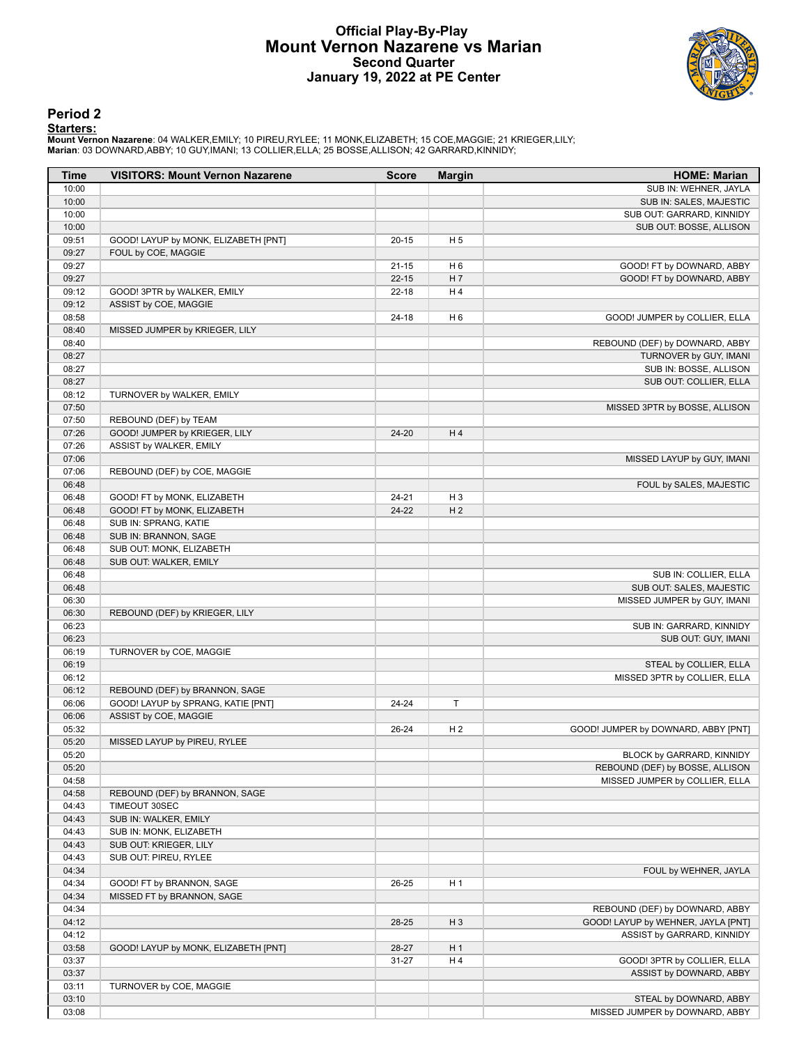# Official Play-By-Play
## Mount Vernon Nazarene vs Marian
### Second Quarter
### January 19, 2022 at PE Center

## Period 2

**Starters:**

**Mount Vernon Nazarene**: 04 WALKER,EMILY; 10 PIREU,RYLEE; 11 MONK,ELIZABETH; 15 COE,MAGGIE; 21 KRIEGER,LILY;
**Marian**: 03 DOWNARD,ABBY; 10 GUY,IMANI; 13 COLLIER,ELLA; 25 BOSSE,ALLISON; 42 GARRARD,KINNIDY;

| Time | VISITORS: Mount Vernon Nazarene | Score | Margin | HOME: Marian |
|---|---|---|---|---|
| 10:00 | | | | SUB IN: WEHNER, JAYLA |
| 10:00 | | | | SUB IN: SALES, MAJESTIC |
| 10:00 | | | | SUB OUT: GARRARD, KINNIDY |
| 10:00 | | | | SUB OUT: BOSSE, ALLISON |
| 09:51 | GOOD! LAYUP by MONK, ELIZABETH [PNT] | 20-15 | H 5 | |
| 09:27 | FOUL by COE, MAGGIE | | | |
| 09:27 | | 21-15 | H 6 | GOOD! FT by DOWNARD, ABBY |
| 09:27 | | 22-15 | H 7 | GOOD! FT by DOWNARD, ABBY |
| 09:12 | GOOD! 3PTR by WALKER, EMILY | 22-18 | H 4 | |
| 09:12 | ASSIST by COE, MAGGIE | | | |
| 08:58 | | 24-18 | H 6 | GOOD! JUMPER by COLLIER, ELLA |
| 08:40 | MISSED JUMPER by KRIEGER, LILY | | | |
| 08:40 | | | | REBOUND (DEF) by DOWNARD, ABBY |
| 08:27 | | | | TURNOVER by GUY, IMANI |
| 08:27 | | | | SUB IN: BOSSE, ALLISON |
| 08:27 | | | | SUB OUT: COLLIER, ELLA |
| 08:12 | TURNOVER by WALKER, EMILY | | | |
| 07:50 | | | | MISSED 3PTR by BOSSE, ALLISON |
| 07:50 | REBOUND (DEF) by TEAM | | | |
| 07:26 | GOOD! JUMPER by KRIEGER, LILY | 24-20 | H 4 | |
| 07:26 | ASSIST by WALKER, EMILY | | | |
| 07:06 | | | | MISSED LAYUP by GUY, IMANI |
| 07:06 | REBOUND (DEF) by COE, MAGGIE | | | |
| 06:48 | | | | FOUL by SALES, MAJESTIC |
| 06:48 | GOOD! FT by MONK, ELIZABETH | 24-21 | H 3 | |
| 06:48 | GOOD! FT by MONK, ELIZABETH | 24-22 | H 2 | |
| 06:48 | SUB IN: SPRANG, KATIE | | | |
| 06:48 | SUB IN: BRANNON, SAGE | | | |
| 06:48 | SUB OUT: MONK, ELIZABETH | | | |
| 06:48 | SUB OUT: WALKER, EMILY | | | |
| 06:48 | | | | SUB IN: COLLIER, ELLA |
| 06:48 | | | | SUB OUT: SALES, MAJESTIC |
| 06:30 | | | | MISSED JUMPER by GUY, IMANI |
| 06:30 | REBOUND (DEF) by KRIEGER, LILY | | | |
| 06:23 | | | | SUB IN: GARRARD, KINNIDY |
| 06:23 | | | | SUB OUT: GUY, IMANI |
| 06:19 | TURNOVER by COE, MAGGIE | | | |
| 06:19 | | | | STEAL by COLLIER, ELLA |
| 06:12 | | | | MISSED 3PTR by COLLIER, ELLA |
| 06:12 | REBOUND (DEF) by BRANNON, SAGE | | | |
| 06:06 | GOOD! LAYUP by SPRANG, KATIE [PNT] | 24-24 | T | |
| 06:06 | ASSIST by COE, MAGGIE | | | |
| 05:32 | | 26-24 | H 2 | GOOD! JUMPER by DOWNARD, ABBY [PNT] |
| 05:20 | MISSED LAYUP by PIREU, RYLEE | | | |
| 05:20 | | | | BLOCK by GARRARD, KINNIDY |
| 05:20 | | | | REBOUND (DEF) by BOSSE, ALLISON |
| 04:58 | | | | MISSED JUMPER by COLLIER, ELLA |
| 04:58 | REBOUND (DEF) by BRANNON, SAGE | | | |
| 04:43 | TIMEOUT 30SEC | | | |
| 04:43 | SUB IN: WALKER, EMILY | | | |
| 04:43 | SUB IN: MONK, ELIZABETH | | | |
| 04:43 | SUB OUT: KRIEGER, LILY | | | |
| 04:43 | SUB OUT: PIREU, RYLEE | | | |
| 04:34 | | | | FOUL by WEHNER, JAYLA |
| 04:34 | GOOD! FT by BRANNON, SAGE | 26-25 | H 1 | |
| 04:34 | MISSED FT by BRANNON, SAGE | | | |
| 04:34 | | | | REBOUND (DEF) by DOWNARD, ABBY |
| 04:12 | | 28-25 | H 3 | GOOD! LAYUP by WEHNER, JAYLA [PNT] |
| 04:12 | | | | ASSIST by GARRARD, KINNIDY |
| 03:58 | GOOD! LAYUP by MONK, ELIZABETH [PNT] | 28-27 | H 1 | |
| 03:37 | | 31-27 | H 4 | GOOD! 3PTR by COLLIER, ELLA |
| 03:37 | | | | ASSIST by DOWNARD, ABBY |
| 03:11 | TURNOVER by COE, MAGGIE | | | |
| 03:10 | | | | STEAL by DOWNARD, ABBY |
| 03:08 | | | | MISSED JUMPER by DOWNARD, ABBY |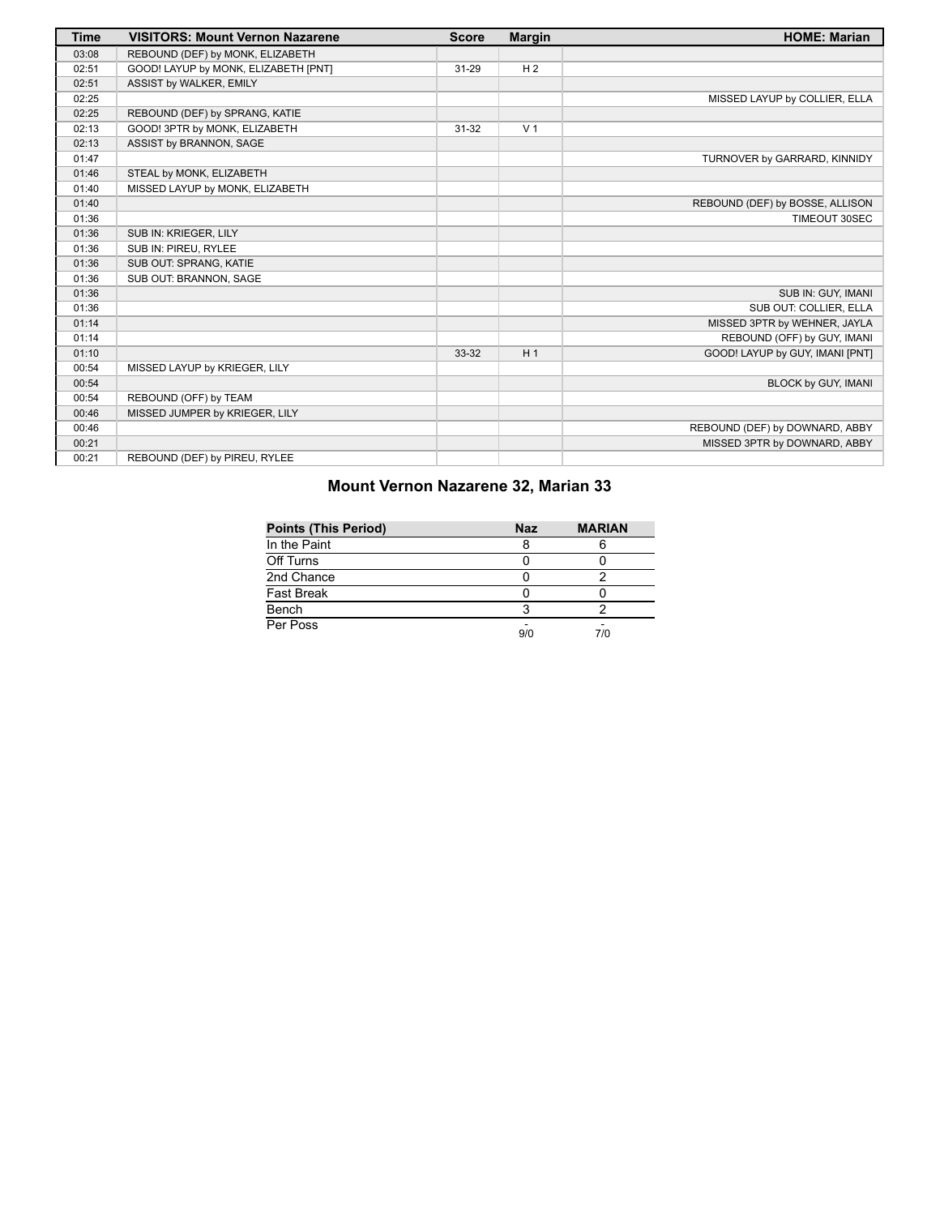| Time | VISITORS: Mount Vernon Nazarene | Score | Margin | HOME: Marian |
|---|---|---|---|---|
| 03:08 | REBOUND (DEF) by MONK, ELIZABETH | | | |
| 02:51 | GOOD! LAYUP by MONK, ELIZABETH [PNT] | 31-29 | H 2 | |
| 02:51 | ASSIST by WALKER, EMILY | | | |
| 02:25 | | | | MISSED LAYUP by COLLIER, ELLA |
| 02:25 | REBOUND (DEF) by SPRANG, KATIE | | | |
| 02:13 | GOOD! 3PTR by MONK, ELIZABETH | 31-32 | V 1 | |
| 02:13 | ASSIST by BRANNON, SAGE | | | |
| 01:47 | | | | TURNOVER by GARRARD, KINNIDY |
| 01:46 | STEAL by MONK, ELIZABETH | | | |
| 01:40 | MISSED LAYUP by MONK, ELIZABETH | | | |
| 01:40 | | | | REBOUND (DEF) by BOSSE, ALLISON |
| 01:36 | | | | TIMEOUT 30SEC |
| 01:36 | SUB IN: KRIEGER, LILY | | | |
| 01:36 | SUB IN: PIREU, RYLEE | | | |
| 01:36 | SUB OUT: SPRANG, KATIE | | | |
| 01:36 | SUB OUT: BRANNON, SAGE | | | |
| 01:36 | | | | SUB IN: GUY, IMANI |
| 01:36 | | | | SUB OUT: COLLIER, ELLA |
| 01:14 | | | | MISSED 3PTR by WEHNER, JAYLA |
| 01:14 | | | | REBOUND (OFF) by GUY, IMANI |
| 01:10 | | 33-32 | H 1 | GOOD! LAYUP by GUY, IMANI [PNT] |
| 00:54 | MISSED LAYUP by KRIEGER, LILY | | | |
| 00:54 | | | | BLOCK by GUY, IMANI |
| 00:54 | REBOUND (OFF) by TEAM | | | |
| 00:46 | MISSED JUMPER by KRIEGER, LILY | | | |
| 00:46 | | | | REBOUND (DEF) by DOWNARD, ABBY |
| 00:21 | | | | MISSED 3PTR by DOWNARD, ABBY |
| 00:21 | REBOUND (DEF) by PIREU, RYLEE | | | |

## Mount Vernon Nazarene 32, Marian 33

| Points (This Period) | Naz | MARIAN |
|---|---|---|
| In the Paint | 8 | 6 |
| Off Turns | 0 | 0 |
| 2nd Chance | 0 | 2 |
| Fast Break | 0 | 0 |
| Bench | 3 | 2 |
| Per Poss | - 9/0 | - 7/0 |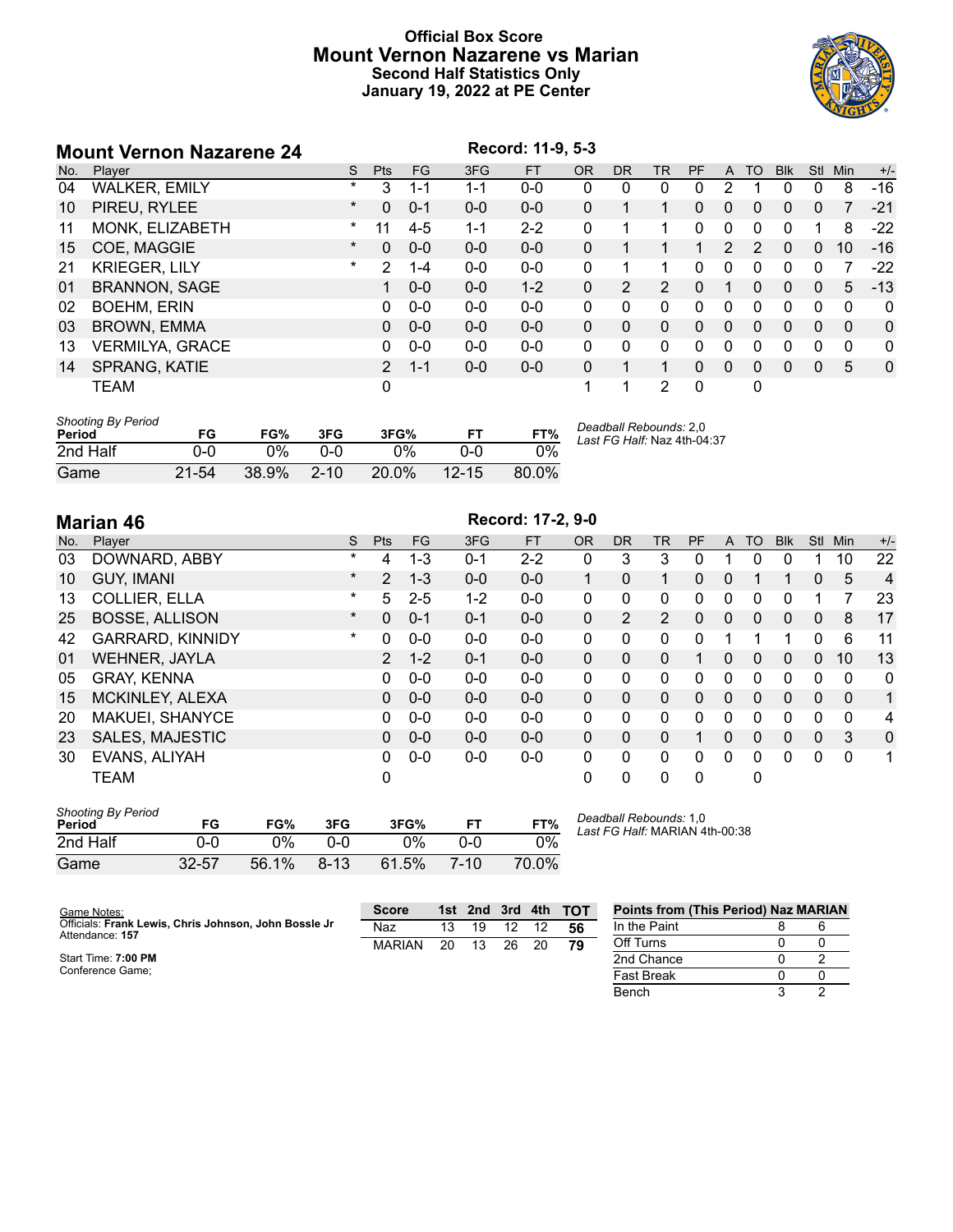# Official Box Score
# Mount Vernon Nazarene vs Marian
## Second Half Statistics Only
## January 19, 2022 at PE Center

## Mount Vernon Nazarene 24

Record: 11-9, 5-3

| No. | Player | S | Pts | FG | 3FG | FT | OR | DR | TR | PF | A | TO | Blk | Stl | Min | +/- |
|---|---|---|---|---|---|---|---|---|---|---|---|---|---|---|---|---|
| 04 | WALKER, EMILY | * | 3 | 1-1 | 1-1 | 0-0 | 0 | 0 | 0 | 0 | 2 | 1 | 0 | 0 | 8 | -16 |
| 10 | PIREU, RYLEE | * | 0 | 0-1 | 0-0 | 0-0 | 0 | 1 | 1 | 0 | 0 | 0 | 0 | 0 | 7 | -21 |
| 11 | MONK, ELIZABETH | * | 11 | 4-5 | 1-1 | 2-2 | 0 | 1 | 1 | 0 | 0 | 0 | 0 | 1 | 8 | -22 |
| 15 | COE, MAGGIE | * | 0 | 0-0 | 0-0 | 0-0 | 0 | 1 | 1 | 1 | 2 | 2 | 0 | 0 | 10 | -16 |
| 21 | KRIEGER, LILY | * | 2 | 1-4 | 0-0 | 0-0 | 0 | 1 | 1 | 0 | 0 | 0 | 0 | 0 | 7 | -22 |
| 01 | BRANNON, SAGE | | 1 | 0-0 | 0-0 | 1-2 | 0 | 2 | 2 | 0 | 1 | 0 | 0 | 0 | 5 | -13 |
| 02 | BOEHM, ERIN | | 0 | 0-0 | 0-0 | 0-0 | 0 | 0 | 0 | 0 | 0 | 0 | 0 | 0 | 0 | 0 |
| 03 | BROWN, EMMA | | 0 | 0-0 | 0-0 | 0-0 | 0 | 0 | 0 | 0 | 0 | 0 | 0 | 0 | 0 | 0 |
| 13 | VERMILYA, GRACE | | 0 | 0-0 | 0-0 | 0-0 | 0 | 0 | 0 | 0 | 0 | 0 | 0 | 0 | 0 | 0 |
| 14 | SPRANG, KATIE | | 2 | 1-1 | 0-0 | 0-0 | 0 | 1 | 1 | 0 | 0 | 0 | 0 | 0 | 5 | 0 |
| | TEAM | | 0 | | | | 1 | 1 | 2 | 0 | | 0 | | | | |

*Shooting By Period*

| Period | FG | FG% | 3FG | 3FG% | FT | FT% |
|---|---|---|---|---|---|---|
| 2nd Half | 0-0 | 0% | 0-0 | 0% | 0-0 | 0% |
| Game | 21-54 | 38.9% | 2-10 | 20.0% | 12-15 | 80.0% |

*Deadball Rebounds:* 2,0
*Last FG Half:* Naz 4th-04:37

## Marian 46

Record: 17-2, 9-0

| No. | Player | S | Pts | FG | 3FG | FT | OR | DR | TR | PF | A | TO | Blk | Stl | Min | +/- |
|---|---|---|---|---|---|---|---|---|---|---|---|---|---|---|---|---|
| 03 | DOWNARD, ABBY | * | 4 | 1-3 | 0-1 | 2-2 | 0 | 3 | 3 | 0 | 1 | 0 | 0 | 1 | 10 | 22 |
| 10 | GUY, IMANI | * | 2 | 1-3 | 0-0 | 0-0 | 1 | 0 | 1 | 0 | 0 | 1 | 1 | 0 | 5 | 4 |
| 13 | COLLIER, ELLA | * | 5 | 2-5 | 1-2 | 0-0 | 0 | 0 | 0 | 0 | 0 | 0 | 0 | 1 | 7 | 23 |
| 25 | BOSSE, ALLISON | * | 0 | 0-1 | 0-1 | 0-0 | 0 | 2 | 2 | 0 | 0 | 0 | 0 | 0 | 8 | 17 |
| 42 | GARRARD, KINNIDY | * | 0 | 0-0 | 0-0 | 0-0 | 0 | 0 | 0 | 0 | 1 | 1 | 1 | 0 | 6 | 11 |
| 01 | WEHNER, JAYLA | | 2 | 1-2 | 0-1 | 0-0 | 0 | 0 | 0 | 1 | 0 | 0 | 0 | 0 | 10 | 13 |
| 05 | GRAY, KENNA | | 0 | 0-0 | 0-0 | 0-0 | 0 | 0 | 0 | 0 | 0 | 0 | 0 | 0 | 0 | 0 |
| 15 | MCKINLEY, ALEXA | | 0 | 0-0 | 0-0 | 0-0 | 0 | 0 | 0 | 0 | 0 | 0 | 0 | 0 | 0 | 1 |
| 20 | MAKUEI, SHANYCE | | 0 | 0-0 | 0-0 | 0-0 | 0 | 0 | 0 | 0 | 0 | 0 | 0 | 0 | 0 | 4 |
| 23 | SALES, MAJESTIC | | 0 | 0-0 | 0-0 | 0-0 | 0 | 0 | 0 | 1 | 0 | 0 | 0 | 0 | 3 | 0 |
| 30 | EVANS, ALIYAH | | 0 | 0-0 | 0-0 | 0-0 | 0 | 0 | 0 | 0 | 0 | 0 | 0 | 0 | 0 | 1 |
| | TEAM | | 0 | | | | 0 | 0 | 0 | 0 | | 0 | | | | |

*Shooting By Period*

| Period | FG | FG% | 3FG | 3FG% | FT | FT% |
|---|---|---|---|---|---|---|
| 2nd Half | 0-0 | 0% | 0-0 | 0% | 0-0 | 0% |
| Game | 32-57 | 56.1% | 8-13 | 61.5% | 7-10 | 70.0% |

*Deadball Rebounds:* 1,0
*Last FG Half:* MARIAN 4th-00:38

Game Notes:
Officials: **Frank Lewis, Chris Johnson, John Bossle Jr**
Attendance: **157**

Start Time: **7:00 PM**
Conference Game;

| Score | 1st | 2nd | 3rd | 4th | TOT |
|---|---|---|---|---|---|
| Naz | 13 | 19 | 12 | 12 | 56 |
| MARIAN | 20 | 13 | 26 | 20 | 79 |

| Points from (This Period) | Naz | MARIAN |
|---|---|---|
| In the Paint | 8 | 6 |
| Off Turns | 0 | 0 |
| 2nd Chance | 0 | 2 |
| Fast Break | 0 | 0 |
| Bench | 3 | 2 |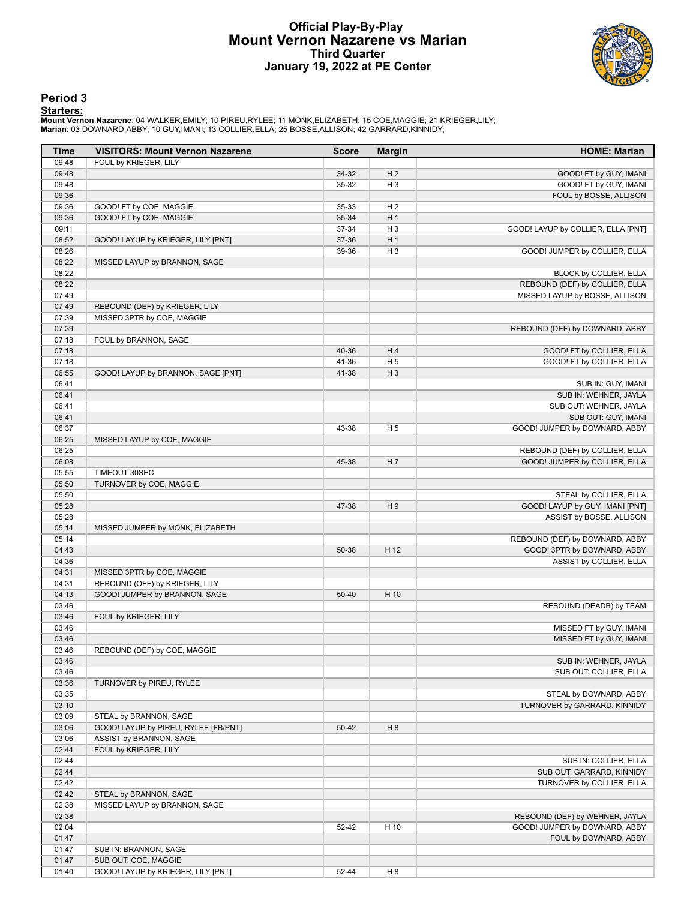# Official Play-By-Play
# Mount Vernon Nazarene vs Marian
## Third Quarter
## January 19, 2022 at PE Center

### Period 3

**Starters:**

**Mount Vernon Nazarene**: 04 WALKER,EMILY; 10 PIREU,RYLEE; 11 MONK,ELIZABETH; 15 COE,MAGGIE; 21 KRIEGER,LILY;
**Marian**: 03 DOWNARD,ABBY; 10 GUY,IMANI; 13 COLLIER,ELLA; 25 BOSSE,ALLISON; 42 GARRARD,KINNIDY;

| Time | VISITORS: Mount Vernon Nazarene | Score | Margin | HOME: Marian |
|---|---|---|---|---|
| 09:48 | FOUL by KRIEGER, LILY | | | |
| 09:48 | | 34-32 | H 2 | GOOD! FT by GUY, IMANI |
| 09:48 | | 35-32 | H 3 | GOOD! FT by GUY, IMANI |
| 09:36 | | | | FOUL by BOSSE, ALLISON |
| 09:36 | GOOD! FT by COE, MAGGIE | 35-33 | H 2 | |
| 09:36 | GOOD! FT by COE, MAGGIE | 35-34 | H 1 | |
| 09:11 | | 37-34 | H 3 | GOOD! LAYUP by COLLIER, ELLA [PNT] |
| 08:52 | GOOD! LAYUP by KRIEGER, LILY [PNT] | 37-36 | H 1 | |
| 08:26 | | 39-36 | H 3 | GOOD! JUMPER by COLLIER, ELLA |
| 08:22 | MISSED LAYUP by BRANNON, SAGE | | | |
| 08:22 | | | | BLOCK by COLLIER, ELLA |
| 08:22 | | | | REBOUND (DEF) by COLLIER, ELLA |
| 07:49 | | | | MISSED LAYUP by BOSSE, ALLISON |
| 07:49 | REBOUND (DEF) by KRIEGER, LILY | | | |
| 07:39 | MISSED 3PTR by COE, MAGGIE | | | |
| 07:39 | | | | REBOUND (DEF) by DOWNARD, ABBY |
| 07:18 | FOUL by BRANNON, SAGE | | | |
| 07:18 | | 40-36 | H 4 | GOOD! FT by COLLIER, ELLA |
| 07:18 | | 41-36 | H 5 | GOOD! FT by COLLIER, ELLA |
| 06:55 | GOOD! LAYUP by BRANNON, SAGE [PNT] | 41-38 | H 3 | |
| 06:41 | | | | SUB IN: GUY, IMANI |
| 06:41 | | | | SUB IN: WEHNER, JAYLA |
| 06:41 | | | | SUB OUT: WEHNER, JAYLA |
| 06:41 | | | | SUB OUT: GUY, IMANI |
| 06:37 | | 43-38 | H 5 | GOOD! JUMPER by DOWNARD, ABBY |
| 06:25 | MISSED LAYUP by COE, MAGGIE | | | |
| 06:25 | | | | REBOUND (DEF) by COLLIER, ELLA |
| 06:08 | | 45-38 | H 7 | GOOD! JUMPER by COLLIER, ELLA |
| 05:55 | TIMEOUT 30SEC | | | |
| 05:50 | TURNOVER by COE, MAGGIE | | | |
| 05:50 | | | | STEAL by COLLIER, ELLA |
| 05:28 | | 47-38 | H 9 | GOOD! LAYUP by GUY, IMANI [PNT] |
| 05:28 | | | | ASSIST by BOSSE, ALLISON |
| 05:14 | MISSED JUMPER by MONK, ELIZABETH | | | |
| 05:14 | | | | REBOUND (DEF) by DOWNARD, ABBY |
| 04:43 | | 50-38 | H 12 | GOOD! 3PTR by DOWNARD, ABBY |
| 04:36 | | | | ASSIST by COLLIER, ELLA |
| 04:31 | MISSED 3PTR by COE, MAGGIE | | | |
| 04:31 | REBOUND (OFF) by KRIEGER, LILY | | | |
| 04:13 | GOOD! JUMPER by BRANNON, SAGE | 50-40 | H 10 | |
| 03:46 | | | | REBOUND (DEADB) by TEAM |
| 03:46 | FOUL by KRIEGER, LILY | | | |
| 03:46 | | | | MISSED FT by GUY, IMANI |
| 03:46 | | | | MISSED FT by GUY, IMANI |
| 03:46 | REBOUND (DEF) by COE, MAGGIE | | | |
| 03:46 | | | | SUB IN: WEHNER, JAYLA |
| 03:46 | | | | SUB OUT: COLLIER, ELLA |
| 03:36 | TURNOVER by PIREU, RYLEE | | | |
| 03:35 | | | | STEAL by DOWNARD, ABBY |
| 03:10 | | | | TURNOVER by GARRARD, KINNIDY |
| 03:09 | STEAL by BRANNON, SAGE | | | |
| 03:06 | GOOD! LAYUP by PIREU, RYLEE [FB/PNT] | 50-42 | H 8 | |
| 03:06 | ASSIST by BRANNON, SAGE | | | |
| 02:44 | FOUL by KRIEGER, LILY | | | |
| 02:44 | | | | SUB IN: COLLIER, ELLA |
| 02:44 | | | | SUB OUT: GARRARD, KINNIDY |
| 02:42 | | | | TURNOVER by COLLIER, ELLA |
| 02:42 | STEAL by BRANNON, SAGE | | | |
| 02:38 | MISSED LAYUP by BRANNON, SAGE | | | |
| 02:38 | | | | REBOUND (DEF) by WEHNER, JAYLA |
| 02:04 | | 52-42 | H 10 | GOOD! JUMPER by DOWNARD, ABBY |
| 01:47 | | | | FOUL by DOWNARD, ABBY |
| 01:47 | SUB IN: BRANNON, SAGE | | | |
| 01:47 | SUB OUT: COE, MAGGIE | | | |
| 01:40 | GOOD! LAYUP by KRIEGER, LILY [PNT] | 52-44 | H 8 | |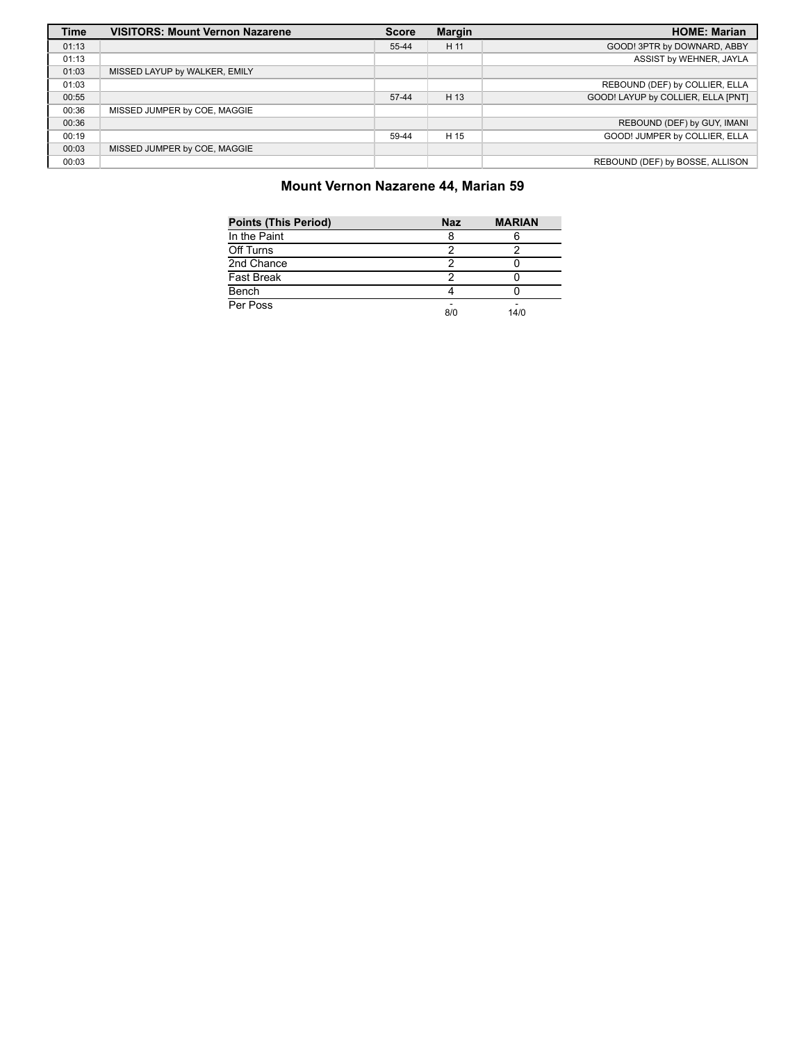| Time | VISITORS: Mount Vernon Nazarene | Score | Margin | HOME: Marian |
|---|---|---|---|---|
| 01:13 | | 55-44 | H 11 | GOOD! 3PTR by DOWNARD, ABBY |
| 01:13 | | | | ASSIST by WEHNER, JAYLA |
| 01:03 | MISSED LAYUP by WALKER, EMILY | | | |
| 01:03 | | | | REBOUND (DEF) by COLLIER, ELLA |
| 00:55 | | 57-44 | H 13 | GOOD! LAYUP by COLLIER, ELLA [PNT] |
| 00:36 | MISSED JUMPER by COE, MAGGIE | | | |
| 00:36 | | | | REBOUND (DEF) by GUY, IMANI |
| 00:19 | | 59-44 | H 15 | GOOD! JUMPER by COLLIER, ELLA |
| 00:03 | MISSED JUMPER by COE, MAGGIE | | | |
| 00:03 | | | | REBOUND (DEF) by BOSSE, ALLISON |

## Mount Vernon Nazarene 44, Marian 59

| Points (This Period) | Naz | MARIAN |
|---|---|---|
| In the Paint | 8 | 6 |
| Off Turns | 2 | 2 |
| 2nd Chance | 2 | 0 |
| Fast Break | 2 | 0 |
| Bench | 4 | 0 |
| Per Poss | - 8/0 | - 14/0 |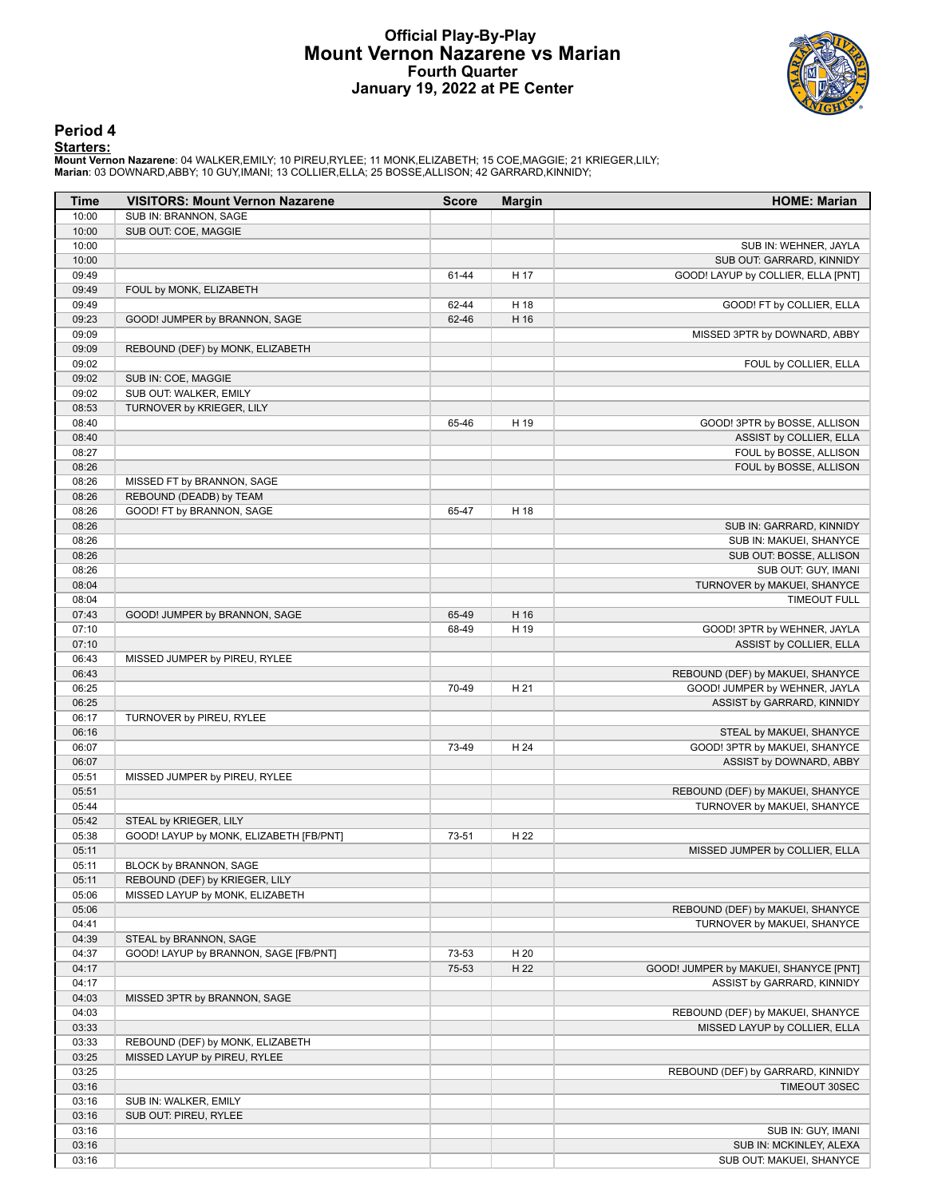# Official Play-By-Play
# Mount Vernon Nazarene vs Marian
## Fourth Quarter
## January 19, 2022 at PE Center

### Period 4

**Starters:**

**Mount Vernon Nazarene**: 04 WALKER,EMILY; 10 PIREU,RYLEE; 11 MONK,ELIZABETH; 15 COE,MAGGIE; 21 KRIEGER,LILY;
**Marian**: 03 DOWNARD,ABBY; 10 GUY,IMANI; 13 COLLIER,ELLA; 25 BOSSE,ALLISON; 42 GARRARD,KINNIDY;

| Time | VISITORS: Mount Vernon Nazarene | Score | Margin | HOME: Marian |
|---|---|---|---|---|
| 10:00 | SUB IN: BRANNON, SAGE | | | |
| 10:00 | SUB OUT: COE, MAGGIE | | | |
| 10:00 | | | | SUB IN: WEHNER, JAYLA |
| 10:00 | | | | SUB OUT: GARRARD, KINNIDY |
| 09:49 | | 61-44 | H 17 | GOOD! LAYUP by COLLIER, ELLA [PNT] |
| 09:49 | FOUL by MONK, ELIZABETH | | | |
| 09:49 | | 62-44 | H 18 | GOOD! FT by COLLIER, ELLA |
| 09:23 | GOOD! JUMPER by BRANNON, SAGE | 62-46 | H 16 | |
| 09:09 | | | | MISSED 3PTR by DOWNARD, ABBY |
| 09:09 | REBOUND (DEF) by MONK, ELIZABETH | | | |
| 09:02 | | | | FOUL by COLLIER, ELLA |
| 09:02 | SUB IN: COE, MAGGIE | | | |
| 09:02 | SUB OUT: WALKER, EMILY | | | |
| 08:53 | TURNOVER by KRIEGER, LILY | | | |
| 08:40 | | 65-46 | H 19 | GOOD! 3PTR by BOSSE, ALLISON |
| 08:40 | | | | ASSIST by COLLIER, ELLA |
| 08:27 | | | | FOUL by BOSSE, ALLISON |
| 08:26 | | | | FOUL by BOSSE, ALLISON |
| 08:26 | MISSED FT by BRANNON, SAGE | | | |
| 08:26 | REBOUND (DEADB) by TEAM | | | |
| 08:26 | GOOD! FT by BRANNON, SAGE | 65-47 | H 18 | |
| 08:26 | | | | SUB IN: GARRARD, KINNIDY |
| 08:26 | | | | SUB IN: MAKUEI, SHANYCE |
| 08:26 | | | | SUB OUT: BOSSE, ALLISON |
| 08:26 | | | | SUB OUT: GUY, IMANI |
| 08:04 | | | | TURNOVER by MAKUEI, SHANYCE |
| 08:04 | | | | TIMEOUT FULL |
| 07:43 | GOOD! JUMPER by BRANNON, SAGE | 65-49 | H 16 | |
| 07:10 | | 68-49 | H 19 | GOOD! 3PTR by WEHNER, JAYLA |
| 07:10 | | | | ASSIST by COLLIER, ELLA |
| 06:43 | MISSED JUMPER by PIREU, RYLEE | | | |
| 06:43 | | | | REBOUND (DEF) by MAKUEI, SHANYCE |
| 06:25 | | 70-49 | H 21 | GOOD! JUMPER by WEHNER, JAYLA |
| 06:25 | | | | ASSIST by GARRARD, KINNIDY |
| 06:17 | TURNOVER by PIREU, RYLEE | | | |
| 06:16 | | | | STEAL by MAKUEI, SHANYCE |
| 06:07 | | 73-49 | H 24 | GOOD! 3PTR by MAKUEI, SHANYCE |
| 06:07 | | | | ASSIST by DOWNARD, ABBY |
| 05:51 | MISSED JUMPER by PIREU, RYLEE | | | |
| 05:51 | | | | REBOUND (DEF) by MAKUEI, SHANYCE |
| 05:44 | | | | TURNOVER by MAKUEI, SHANYCE |
| 05:42 | STEAL by KRIEGER, LILY | | | |
| 05:38 | GOOD! LAYUP by MONK, ELIZABETH [FB/PNT] | 73-51 | H 22 | |
| 05:11 | | | | MISSED JUMPER by COLLIER, ELLA |
| 05:11 | BLOCK by BRANNON, SAGE | | | |
| 05:11 | REBOUND (DEF) by KRIEGER, LILY | | | |
| 05:06 | MISSED LAYUP by MONK, ELIZABETH | | | |
| 05:06 | | | | REBOUND (DEF) by MAKUEI, SHANYCE |
| 04:41 | | | | TURNOVER by MAKUEI, SHANYCE |
| 04:39 | STEAL by BRANNON, SAGE | | | |
| 04:37 | GOOD! LAYUP by BRANNON, SAGE [FB/PNT] | 73-53 | H 20 | |
| 04:17 | | 75-53 | H 22 | GOOD! JUMPER by MAKUEI, SHANYCE [PNT] |
| 04:17 | | | | ASSIST by GARRARD, KINNIDY |
| 04:03 | MISSED 3PTR by BRANNON, SAGE | | | |
| 04:03 | | | | REBOUND (DEF) by MAKUEI, SHANYCE |
| 03:33 | | | | MISSED LAYUP by COLLIER, ELLA |
| 03:33 | REBOUND (DEF) by MONK, ELIZABETH | | | |
| 03:25 | MISSED LAYUP by PIREU, RYLEE | | | |
| 03:25 | | | | REBOUND (DEF) by GARRARD, KINNIDY |
| 03:16 | | | | TIMEOUT 30SEC |
| 03:16 | SUB IN: WALKER, EMILY | | | |
| 03:16 | SUB OUT: PIREU, RYLEE | | | |
| 03:16 | | | | SUB IN: GUY, IMANI |
| 03:16 | | | | SUB IN: MCKINLEY, ALEXA |
| 03:16 | | | | SUB OUT: MAKUEI, SHANYCE |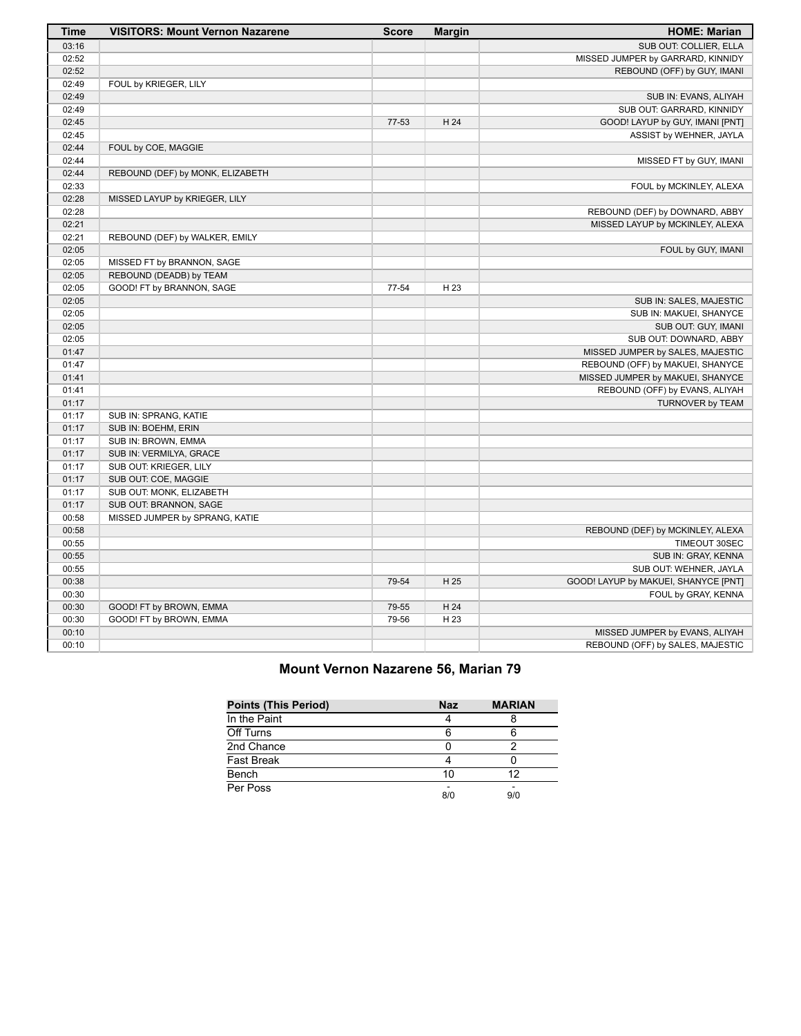| Time | VISITORS: Mount Vernon Nazarene | Score | Margin | HOME: Marian |
| --- | --- | --- | --- | --- |
| 03:16 | | | | SUB OUT: COLLIER, ELLA |
| 02:52 | | | | MISSED JUMPER by GARRARD, KINNIDY |
| 02:52 | | | | REBOUND (OFF) by GUY, IMANI |
| 02:49 | FOUL by KRIEGER, LILY | | | |
| 02:49 | | | | SUB IN: EVANS, ALIYAH |
| 02:49 | | | | SUB OUT: GARRARD, KINNIDY |
| 02:45 | | 77-53 | H 24 | GOOD! LAYUP by GUY, IMANI [PNT] |
| 02:45 | | | | ASSIST by WEHNER, JAYLA |
| 02:44 | FOUL by COE, MAGGIE | | | |
| 02:44 | | | | MISSED FT by GUY, IMANI |
| 02:44 | REBOUND (DEF) by MONK, ELIZABETH | | | |
| 02:33 | | | | FOUL by MCKINLEY, ALEXA |
| 02:28 | MISSED LAYUP by KRIEGER, LILY | | | |
| 02:28 | | | | REBOUND (DEF) by DOWNARD, ABBY |
| 02:21 | | | | MISSED LAYUP by MCKINLEY, ALEXA |
| 02:21 | REBOUND (DEF) by WALKER, EMILY | | | |
| 02:05 | | | | FOUL by GUY, IMANI |
| 02:05 | MISSED FT by BRANNON, SAGE | | | |
| 02:05 | REBOUND (DEADB) by TEAM | | | |
| 02:05 | GOOD! FT by BRANNON, SAGE | 77-54 | H 23 | |
| 02:05 | | | | SUB IN: SALES, MAJESTIC |
| 02:05 | | | | SUB IN: MAKUEI, SHANYCE |
| 02:05 | | | | SUB OUT: GUY, IMANI |
| 02:05 | | | | SUB OUT: DOWNARD, ABBY |
| 01:47 | | | | MISSED JUMPER by SALES, MAJESTIC |
| 01:47 | | | | REBOUND (OFF) by MAKUEI, SHANYCE |
| 01:41 | | | | MISSED JUMPER by MAKUEI, SHANYCE |
| 01:41 | | | | REBOUND (OFF) by EVANS, ALIYAH |
| 01:17 | | | | TURNOVER by TEAM |
| 01:17 | SUB IN: SPRANG, KATIE | | | |
| 01:17 | SUB IN: BOEHM, ERIN | | | |
| 01:17 | SUB IN: BROWN, EMMA | | | |
| 01:17 | SUB IN: VERMILYA, GRACE | | | |
| 01:17 | SUB OUT: KRIEGER, LILY | | | |
| 01:17 | SUB OUT: COE, MAGGIE | | | |
| 01:17 | SUB OUT: MONK, ELIZABETH | | | |
| 01:17 | SUB OUT: BRANNON, SAGE | | | |
| 00:58 | MISSED JUMPER by SPRANG, KATIE | | | |
| 00:58 | | | | REBOUND (DEF) by MCKINLEY, ALEXA |
| 00:55 | | | | TIMEOUT 30SEC |
| 00:55 | | | | SUB IN: GRAY, KENNA |
| 00:55 | | | | SUB OUT: WEHNER, JAYLA |
| 00:38 | | 79-54 | H 25 | GOOD! LAYUP by MAKUEI, SHANYCE [PNT] |
| 00:30 | | | | FOUL by GRAY, KENNA |
| 00:30 | GOOD! FT by BROWN, EMMA | 79-55 | H 24 | |
| 00:30 | GOOD! FT by BROWN, EMMA | 79-56 | H 23 | |
| 00:10 | | | | MISSED JUMPER by EVANS, ALIYAH |
| 00:10 | | | | REBOUND (OFF) by SALES, MAJESTIC |

## Mount Vernon Nazarene 56, Marian 79

| Points (This Period) | Naz | MARIAN |
| --- | --- | --- |
| In the Paint | 4 | 8 |
| Off Turns | 6 | 6 |
| 2nd Chance | 0 | 2 |
| Fast Break | 4 | 0 |
| Bench | 10 | 12 |
| Per Poss | - 8/0 | - 9/0 |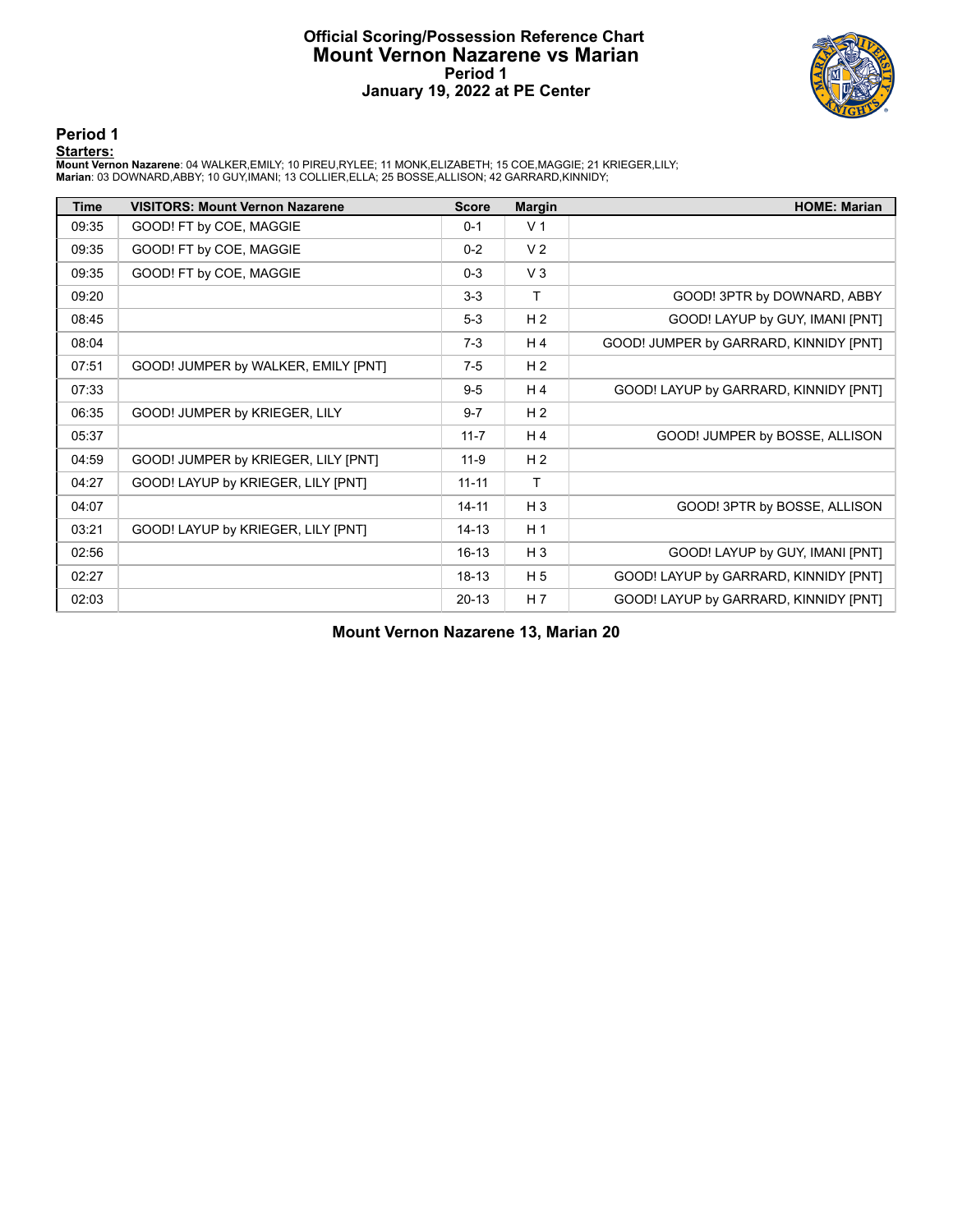# Official Scoring/Possession Reference Chart
## Mount Vernon Nazarene vs Marian
### Period 1
### January 19, 2022 at PE Center

## Period 1

**Starters:**

**Mount Vernon Nazarene**: 04 WALKER,EMILY; 10 PIREU,RYLEE; 11 MONK,ELIZABETH; 15 COE,MAGGIE; 21 KRIEGER,LILY;
**Marian**: 03 DOWNARD,ABBY; 10 GUY,IMANI; 13 COLLIER,ELLA; 25 BOSSE,ALLISON; 42 GARRARD,KINNIDY;

| Time | VISITORS: Mount Vernon Nazarene | Score | Margin | HOME: Marian |
|---|---|---|---|---|
| 09:35 | GOOD! FT by COE, MAGGIE | 0-1 | V 1 | |
| 09:35 | GOOD! FT by COE, MAGGIE | 0-2 | V 2 | |
| 09:35 | GOOD! FT by COE, MAGGIE | 0-3 | V 3 | |
| 09:20 | | 3-3 | T | GOOD! 3PTR by DOWNARD, ABBY |
| 08:45 | | 5-3 | H 2 | GOOD! LAYUP by GUY, IMANI [PNT] |
| 08:04 | | 7-3 | H 4 | GOOD! JUMPER by GARRARD, KINNIDY [PNT] |
| 07:51 | GOOD! JUMPER by WALKER, EMILY [PNT] | 7-5 | H 2 | |
| 07:33 | | 9-5 | H 4 | GOOD! LAYUP by GARRARD, KINNIDY [PNT] |
| 06:35 | GOOD! JUMPER by KRIEGER, LILY | 9-7 | H 2 | |
| 05:37 | | 11-7 | H 4 | GOOD! JUMPER by BOSSE, ALLISON |
| 04:59 | GOOD! JUMPER by KRIEGER, LILY [PNT] | 11-9 | H 2 | |
| 04:27 | GOOD! LAYUP by KRIEGER, LILY [PNT] | 11-11 | T | |
| 04:07 | | 14-11 | H 3 | GOOD! 3PTR by BOSSE, ALLISON |
| 03:21 | GOOD! LAYUP by KRIEGER, LILY [PNT] | 14-13 | H 1 | |
| 02:56 | | 16-13 | H 3 | GOOD! LAYUP by GUY, IMANI [PNT] |
| 02:27 | | 18-13 | H 5 | GOOD! LAYUP by GARRARD, KINNIDY [PNT] |
| 02:03 | | 20-13 | H 7 | GOOD! LAYUP by GARRARD, KINNIDY [PNT] |

**Mount Vernon Nazarene 13, Marian 20**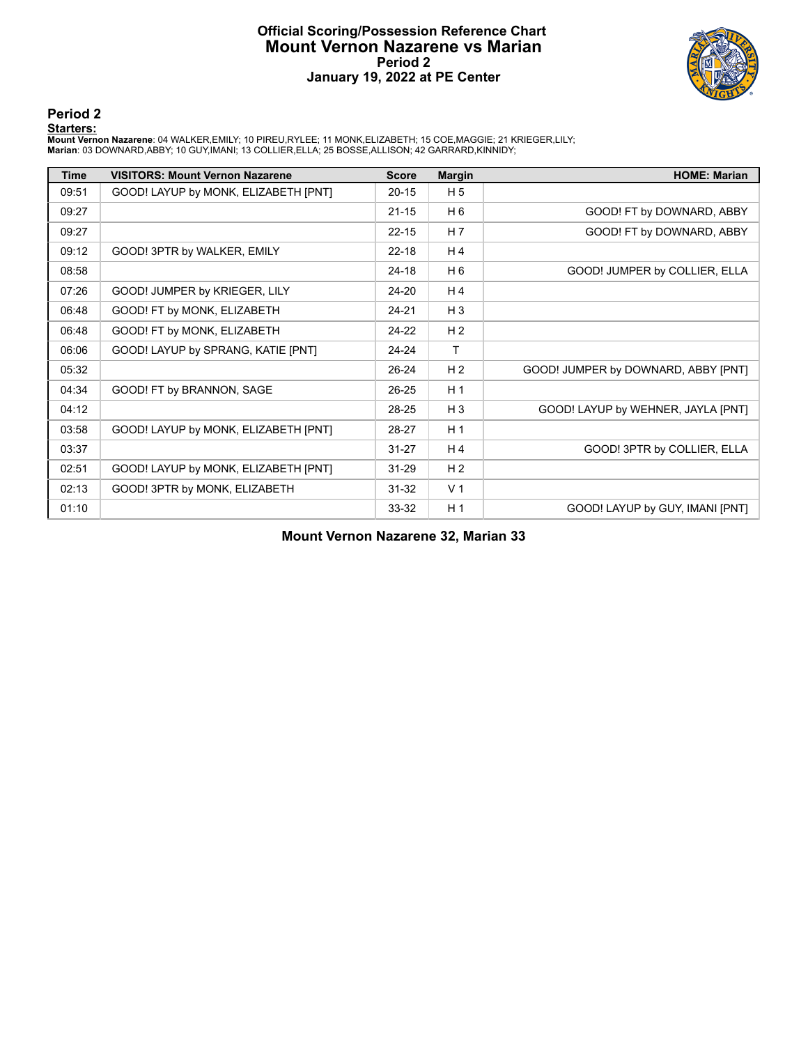# Official Scoring/Possession Reference Chart
## Mount Vernon Nazarene vs Marian
### Period 2
### January 19, 2022 at PE Center

## Period 2

**Starters:**

**Mount Vernon Nazarene**: 04 WALKER,EMILY; 10 PIREU,RYLEE; 11 MONK,ELIZABETH; 15 COE,MAGGIE; 21 KRIEGER,LILY;
**Marian**: 03 DOWNARD,ABBY; 10 GUY,IMANI; 13 COLLIER,ELLA; 25 BOSSE,ALLISON; 42 GARRARD,KINNIDY;

| Time | VISITORS: Mount Vernon Nazarene | Score | Margin | HOME: Marian |
|---|---|---|---|---|
| 09:51 | GOOD! LAYUP by MONK, ELIZABETH [PNT] | 20-15 | H 5 | |
| 09:27 | | 21-15 | H 6 | GOOD! FT by DOWNARD, ABBY |
| 09:27 | | 22-15 | H 7 | GOOD! FT by DOWNARD, ABBY |
| 09:12 | GOOD! 3PTR by WALKER, EMILY | 22-18 | H 4 | |
| 08:58 | | 24-18 | H 6 | GOOD! JUMPER by COLLIER, ELLA |
| 07:26 | GOOD! JUMPER by KRIEGER, LILY | 24-20 | H 4 | |
| 06:48 | GOOD! FT by MONK, ELIZABETH | 24-21 | H 3 | |
| 06:48 | GOOD! FT by MONK, ELIZABETH | 24-22 | H 2 | |
| 06:06 | GOOD! LAYUP by SPRANG, KATIE [PNT] | 24-24 | T | |
| 05:32 | | 26-24 | H 2 | GOOD! JUMPER by DOWNARD, ABBY [PNT] |
| 04:34 | GOOD! FT by BRANNON, SAGE | 26-25 | H 1 | |
| 04:12 | | 28-25 | H 3 | GOOD! LAYUP by WEHNER, JAYLA [PNT] |
| 03:58 | GOOD! LAYUP by MONK, ELIZABETH [PNT] | 28-27 | H 1 | |
| 03:37 | | 31-27 | H 4 | GOOD! 3PTR by COLLIER, ELLA |
| 02:51 | GOOD! LAYUP by MONK, ELIZABETH [PNT] | 31-29 | H 2 | |
| 02:13 | GOOD! 3PTR by MONK, ELIZABETH | 31-32 | V 1 | |
| 01:10 | | 33-32 | H 1 | GOOD! LAYUP by GUY, IMANI [PNT] |

**Mount Vernon Nazarene 32, Marian 33**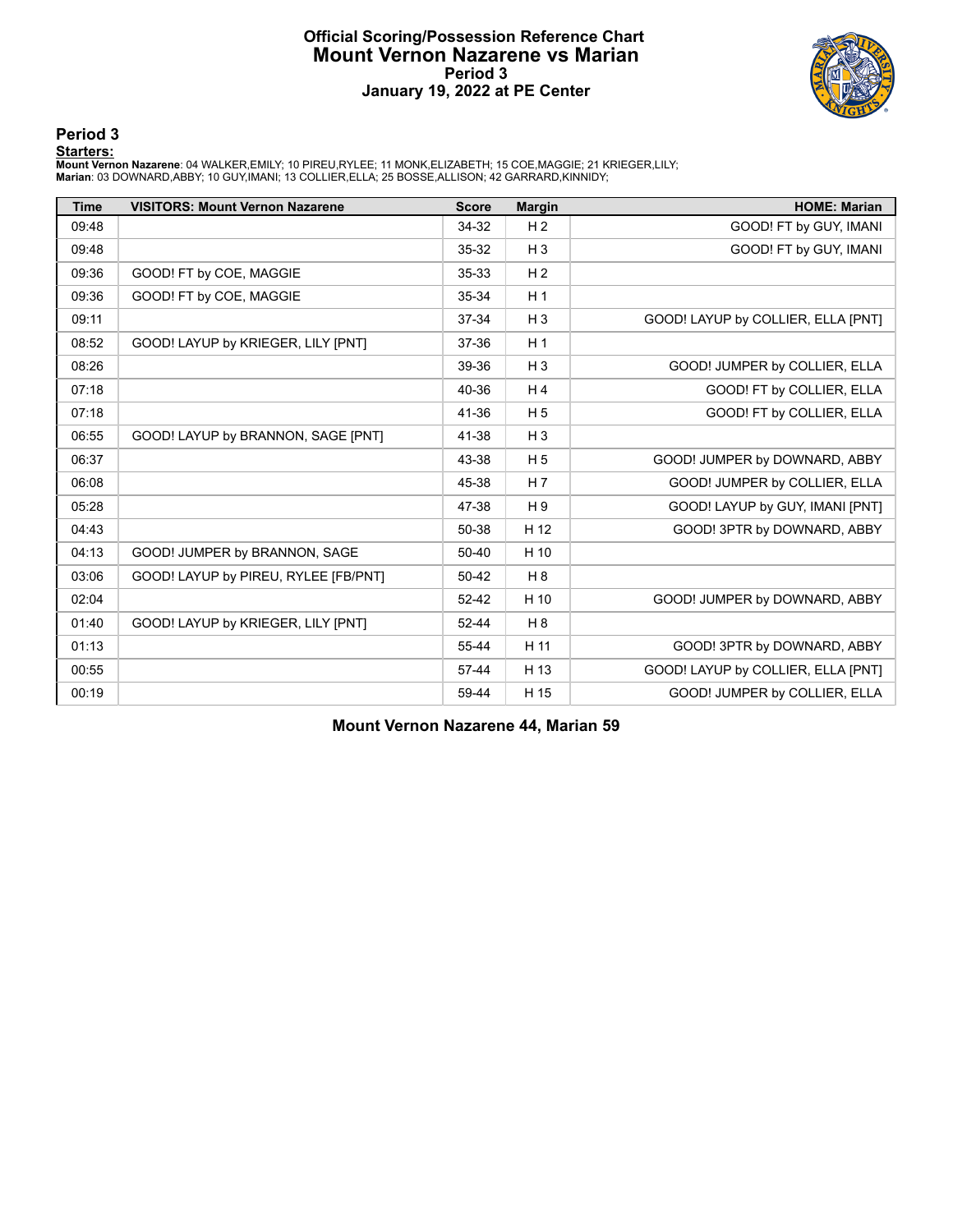# Official Scoring/Possession Reference Chart
# Mount Vernon Nazarene vs Marian
## Period 3
## January 19, 2022 at PE Center

### Period 3

**Starters:**

**Mount Vernon Nazarene**: 04 WALKER,EMILY; 10 PIREU,RYLEE; 11 MONK,ELIZABETH; 15 COE,MAGGIE; 21 KRIEGER,LILY;
**Marian**: 03 DOWNARD,ABBY; 10 GUY,IMANI; 13 COLLIER,ELLA; 25 BOSSE,ALLISON; 42 GARRARD,KINNIDY;

| Time | VISITORS: Mount Vernon Nazarene | Score | Margin | HOME: Marian |
|---|---|---|---|---|
| 09:48 | | 34-32 | H 2 | GOOD! FT by GUY, IMANI |
| 09:48 | | 35-32 | H 3 | GOOD! FT by GUY, IMANI |
| 09:36 | GOOD! FT by COE, MAGGIE | 35-33 | H 2 | |
| 09:36 | GOOD! FT by COE, MAGGIE | 35-34 | H 1 | |
| 09:11 | | 37-34 | H 3 | GOOD! LAYUP by COLLIER, ELLA [PNT] |
| 08:52 | GOOD! LAYUP by KRIEGER, LILY [PNT] | 37-36 | H 1 | |
| 08:26 | | 39-36 | H 3 | GOOD! JUMPER by COLLIER, ELLA |
| 07:18 | | 40-36 | H 4 | GOOD! FT by COLLIER, ELLA |
| 07:18 | | 41-36 | H 5 | GOOD! FT by COLLIER, ELLA |
| 06:55 | GOOD! LAYUP by BRANNON, SAGE [PNT] | 41-38 | H 3 | |
| 06:37 | | 43-38 | H 5 | GOOD! JUMPER by DOWNARD, ABBY |
| 06:08 | | 45-38 | H 7 | GOOD! JUMPER by COLLIER, ELLA |
| 05:28 | | 47-38 | H 9 | GOOD! LAYUP by GUY, IMANI [PNT] |
| 04:43 | | 50-38 | H 12 | GOOD! 3PTR by DOWNARD, ABBY |
| 04:13 | GOOD! JUMPER by BRANNON, SAGE | 50-40 | H 10 | |
| 03:06 | GOOD! LAYUP by PIREU, RYLEE [FB/PNT] | 50-42 | H 8 | |
| 02:04 | | 52-42 | H 10 | GOOD! JUMPER by DOWNARD, ABBY |
| 01:40 | GOOD! LAYUP by KRIEGER, LILY [PNT] | 52-44 | H 8 | |
| 01:13 | | 55-44 | H 11 | GOOD! 3PTR by DOWNARD, ABBY |
| 00:55 | | 57-44 | H 13 | GOOD! LAYUP by COLLIER, ELLA [PNT] |
| 00:19 | | 59-44 | H 15 | GOOD! JUMPER by COLLIER, ELLA |

**Mount Vernon Nazarene 44, Marian 59**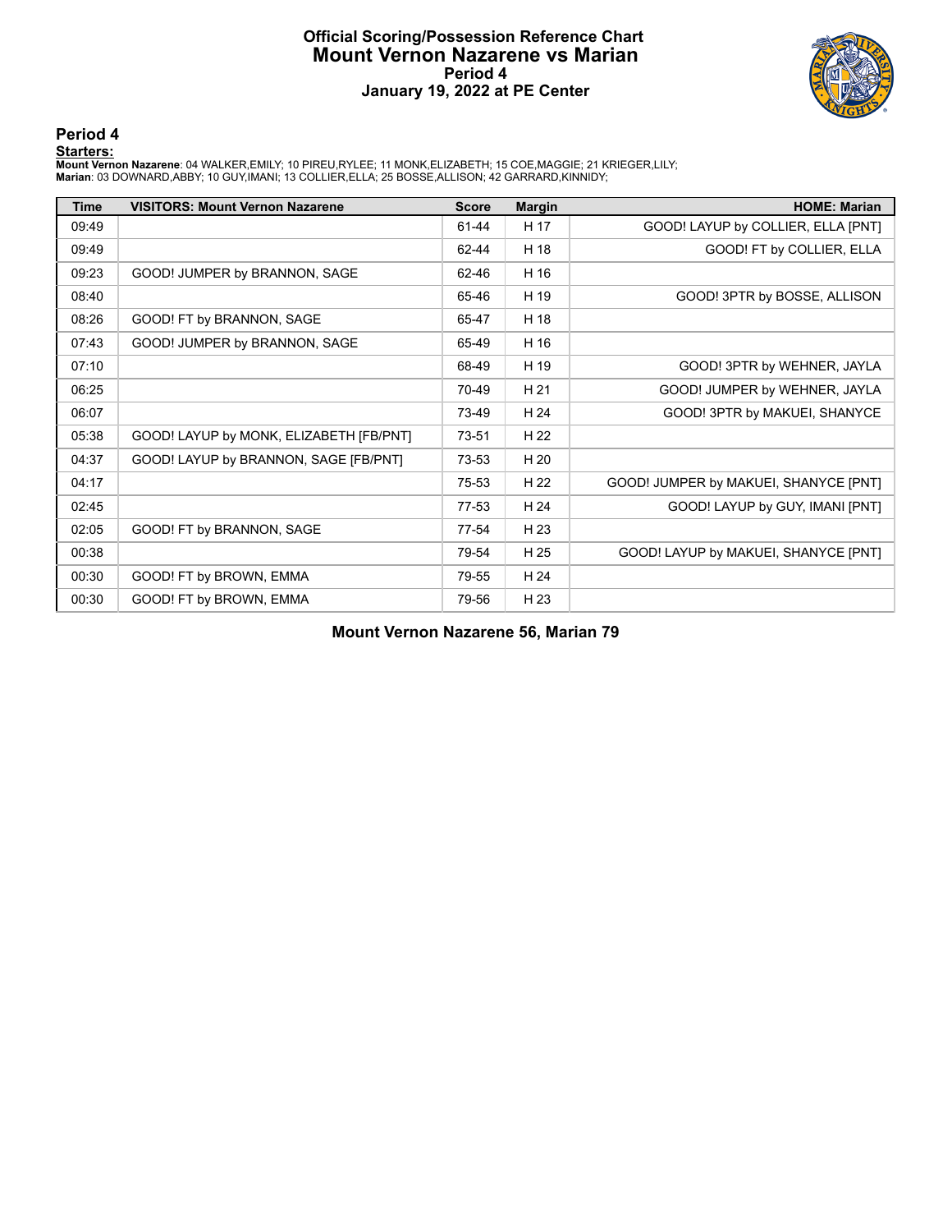# Official Scoring/Possession Reference Chart
## Mount Vernon Nazarene vs Marian
### Period 4
### January 19, 2022 at PE Center

## Period 4

**Starters:**

**Mount Vernon Nazarene**: 04 WALKER,EMILY; 10 PIREU,RYLEE; 11 MONK,ELIZABETH; 15 COE,MAGGIE; 21 KRIEGER,LILY;
**Marian**: 03 DOWNARD,ABBY; 10 GUY,IMANI; 13 COLLIER,ELLA; 25 BOSSE,ALLISON; 42 GARRARD,KINNIDY;

| Time | VISITORS: Mount Vernon Nazarene | Score | Margin | HOME: Marian |
|---|---|---|---|---|
| 09:49 | | 61-44 | H 17 | GOOD! LAYUP by COLLIER, ELLA [PNT] |
| 09:49 | | 62-44 | H 18 | GOOD! FT by COLLIER, ELLA |
| 09:23 | GOOD! JUMPER by BRANNON, SAGE | 62-46 | H 16 | |
| 08:40 | | 65-46 | H 19 | GOOD! 3PTR by BOSSE, ALLISON |
| 08:26 | GOOD! FT by BRANNON, SAGE | 65-47 | H 18 | |
| 07:43 | GOOD! JUMPER by BRANNON, SAGE | 65-49 | H 16 | |
| 07:10 | | 68-49 | H 19 | GOOD! 3PTR by WEHNER, JAYLA |
| 06:25 | | 70-49 | H 21 | GOOD! JUMPER by WEHNER, JAYLA |
| 06:07 | | 73-49 | H 24 | GOOD! 3PTR by MAKUEI, SHANYCE |
| 05:38 | GOOD! LAYUP by MONK, ELIZABETH [FB/PNT] | 73-51 | H 22 | |
| 04:37 | GOOD! LAYUP by BRANNON, SAGE [FB/PNT] | 73-53 | H 20 | |
| 04:17 | | 75-53 | H 22 | GOOD! JUMPER by MAKUEI, SHANYCE [PNT] |
| 02:45 | | 77-53 | H 24 | GOOD! LAYUP by GUY, IMANI [PNT] |
| 02:05 | GOOD! FT by BRANNON, SAGE | 77-54 | H 23 | |
| 00:38 | | 79-54 | H 25 | GOOD! LAYUP by MAKUEI, SHANYCE [PNT] |
| 00:30 | GOOD! FT by BROWN, EMMA | 79-55 | H 24 | |
| 00:30 | GOOD! FT by BROWN, EMMA | 79-56 | H 23 | |

**Mount Vernon Nazarene 56, Marian 79**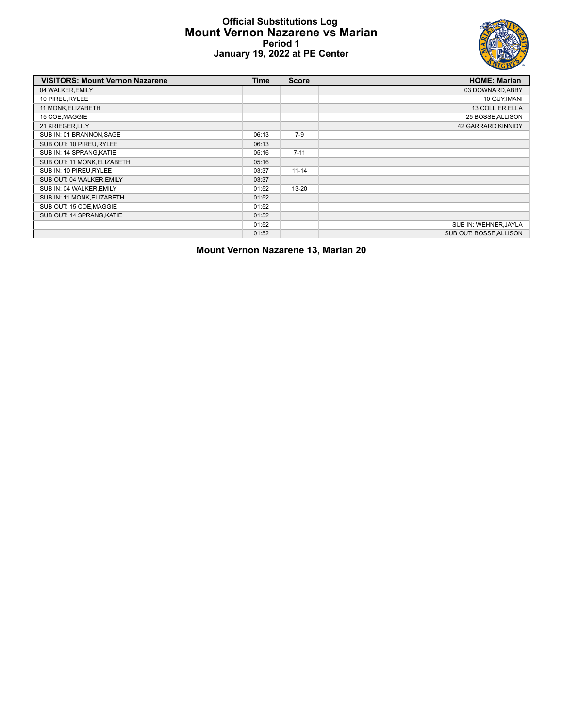# Official Substitutions Log
## Mount Vernon Nazarene vs Marian
### Period 1
### January 19, 2022 at PE Center

| VISITORS: Mount Vernon Nazarene | Time | Score | HOME: Marian |
|---|---|---|---|
| 04 WALKER,EMILY | | | 03 DOWNARD,ABBY |
| 10 PIREU,RYLEE | | | 10 GUY,IMANI |
| 11 MONK,ELIZABETH | | | 13 COLLIER,ELLA |
| 15 COE,MAGGIE | | | 25 BOSSE,ALLISON |
| 21 KRIEGER,LILY | | | 42 GARRARD,KINNIDY |
| SUB IN: 01 BRANNON,SAGE | 06:13 | 7-9 | |
| SUB OUT: 10 PIREU,RYLEE | 06:13 | | |
| SUB IN: 14 SPRANG,KATIE | 05:16 | 7-11 | |
| SUB OUT: 11 MONK,ELIZABETH | 05:16 | | |
| SUB IN: 10 PIREU,RYLEE | 03:37 | 11-14 | |
| SUB OUT: 04 WALKER,EMILY | 03:37 | | |
| SUB IN: 04 WALKER,EMILY | 01:52 | 13-20 | |
| SUB IN: 11 MONK,ELIZABETH | 01:52 | | |
| SUB OUT: 15 COE,MAGGIE | 01:52 | | |
| SUB OUT: 14 SPRANG,KATIE | 01:52 | | |
| | 01:52 | | SUB IN: WEHNER,JAYLA |
| | 01:52 | | SUB OUT: BOSSE,ALLISON |

**Mount Vernon Nazarene 13, Marian 20**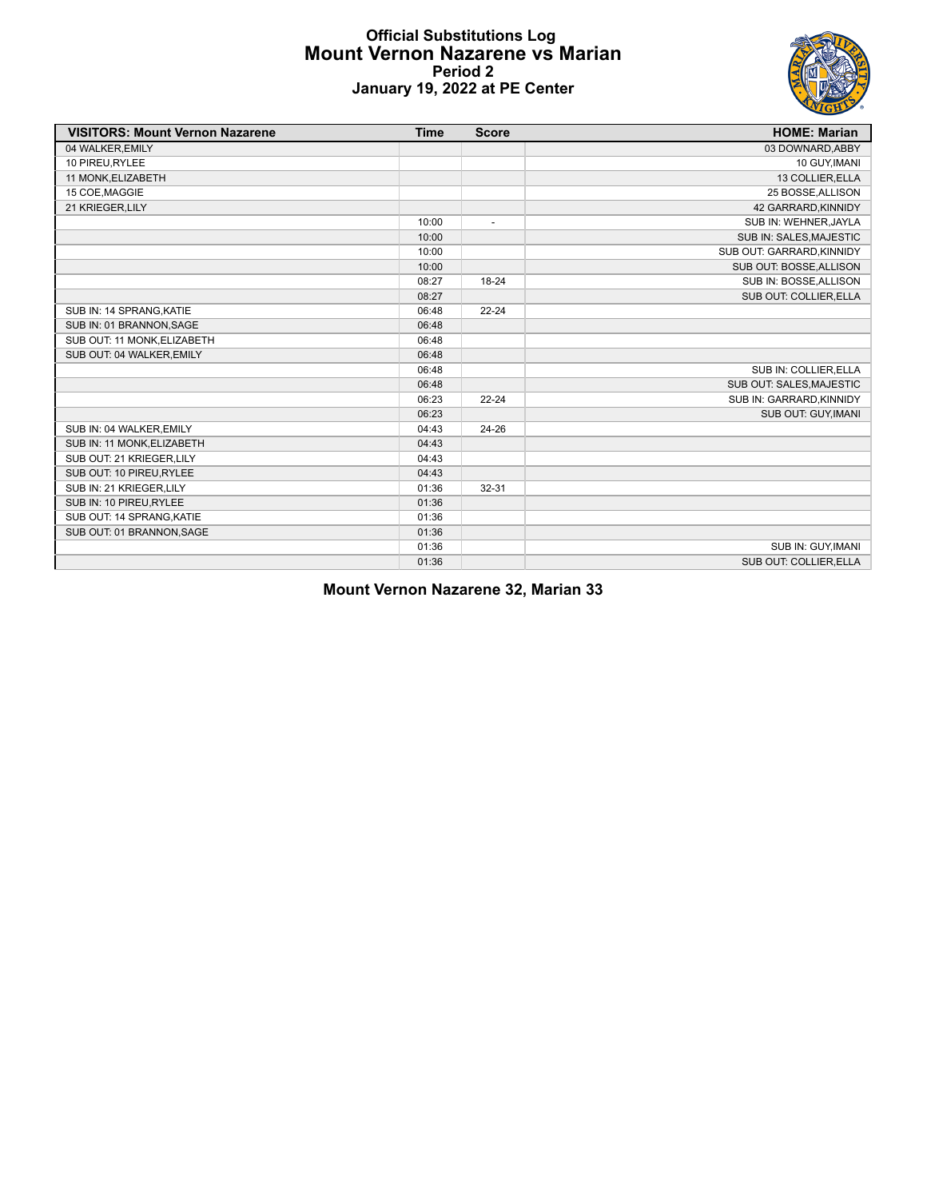# Official Substitutions Log
## Mount Vernon Nazarene vs Marian
### Period 2
### January 19, 2022 at PE Center

| VISITORS: Mount Vernon Nazarene | Time | Score | HOME: Marian |
|---|---|---|---|
| 04 WALKER,EMILY | | | 03 DOWNARD,ABBY |
| 10 PIREU,RYLEE | | | 10 GUY,IMANI |
| 11 MONK,ELIZABETH | | | 13 COLLIER,ELLA |
| 15 COE,MAGGIE | | | 25 BOSSE,ALLISON |
| 21 KRIEGER,LILY | | | 42 GARRARD,KINNIDY |
| | 10:00 | - | SUB IN: WEHNER,JAYLA |
| | 10:00 | | SUB IN: SALES,MAJESTIC |
| | 10:00 | | SUB OUT: GARRARD,KINNIDY |
| | 10:00 | | SUB OUT: BOSSE,ALLISON |
| | 08:27 | 18-24 | SUB IN: BOSSE,ALLISON |
| | 08:27 | | SUB OUT: COLLIER,ELLA |
| SUB IN: 14 SPRANG,KATIE | 06:48 | 22-24 | |
| SUB IN: 01 BRANNON,SAGE | 06:48 | | |
| SUB OUT: 11 MONK,ELIZABETH | 06:48 | | |
| SUB OUT: 04 WALKER,EMILY | 06:48 | | |
| | 06:48 | | SUB IN: COLLIER,ELLA |
| | 06:48 | | SUB OUT: SALES,MAJESTIC |
| | 06:23 | 22-24 | SUB IN: GARRARD,KINNIDY |
| | 06:23 | | SUB OUT: GUY,IMANI |
| SUB IN: 04 WALKER,EMILY | 04:43 | 24-26 | |
| SUB IN: 11 MONK,ELIZABETH | 04:43 | | |
| SUB OUT: 21 KRIEGER,LILY | 04:43 | | |
| SUB OUT: 10 PIREU,RYLEE | 04:43 | | |
| SUB IN: 21 KRIEGER,LILY | 01:36 | 32-31 | |
| SUB IN: 10 PIREU,RYLEE | 01:36 | | |
| SUB OUT: 14 SPRANG,KATIE | 01:36 | | |
| SUB OUT: 01 BRANNON,SAGE | 01:36 | | |
| | 01:36 | | SUB IN: GUY,IMANI |
| | 01:36 | | SUB OUT: COLLIER,ELLA |

**Mount Vernon Nazarene 32, Marian 33**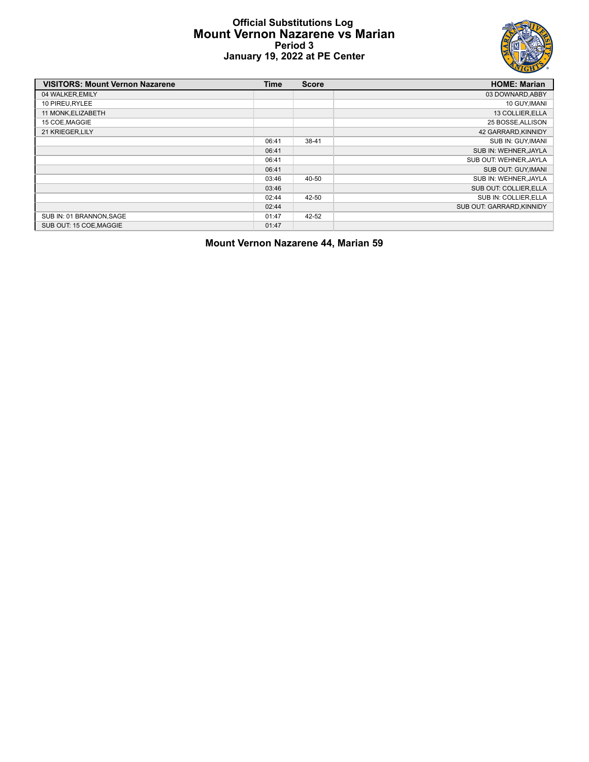# Official Substitutions Log
## Mount Vernon Nazarene vs Marian
### Period 3
### January 19, 2022 at PE Center

| VISITORS: Mount Vernon Nazarene | Time | Score | HOME: Marian |
|---|---|---|---|
| 04 WALKER,EMILY | | | 03 DOWNARD,ABBY |
| 10 PIREU,RYLEE | | | 10 GUY,IMANI |
| 11 MONK,ELIZABETH | | | 13 COLLIER,ELLA |
| 15 COE,MAGGIE | | | 25 BOSSE,ALLISON |
| 21 KRIEGER,LILY | | | 42 GARRARD,KINNIDY |
| | 06:41 | 38-41 | SUB IN: GUY,IMANI |
| | 06:41 | | SUB IN: WEHNER,JAYLA |
| | 06:41 | | SUB OUT: WEHNER,JAYLA |
| | 06:41 | | SUB OUT: GUY,IMANI |
| | 03:46 | 40-50 | SUB IN: WEHNER,JAYLA |
| | 03:46 | | SUB OUT: COLLIER,ELLA |
| | 02:44 | 42-50 | SUB IN: COLLIER,ELLA |
| | 02:44 | | SUB OUT: GARRARD,KINNIDY |
| SUB IN: 01 BRANNON,SAGE | 01:47 | 42-52 | |
| SUB OUT: 15 COE,MAGGIE | 01:47 | | |

**Mount Vernon Nazarene 44, Marian 59**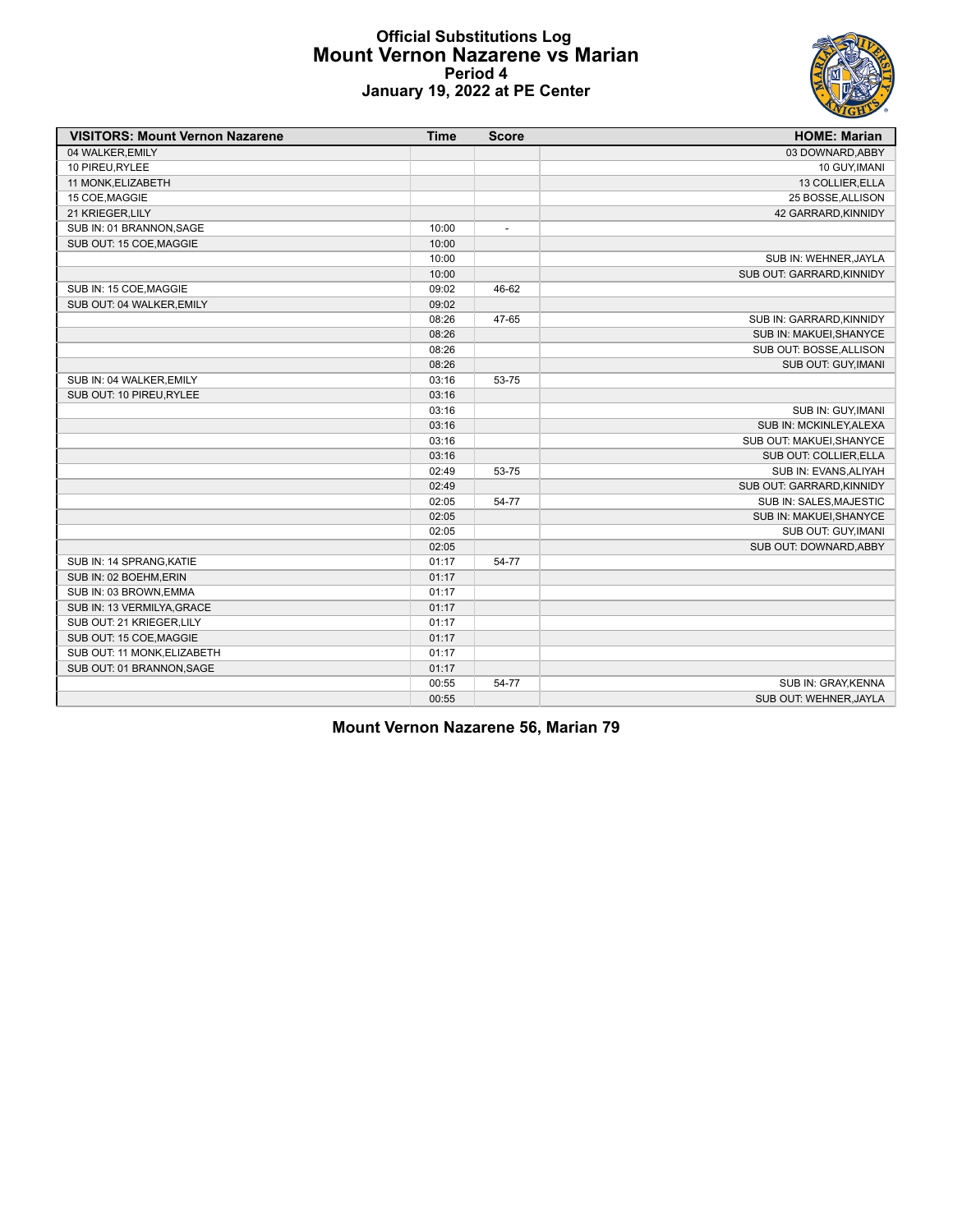# Official Substitutions Log
## Mount Vernon Nazarene vs Marian
### Period 4
### January 19, 2022 at PE Center

| VISITORS: Mount Vernon Nazarene | Time | Score | HOME: Marian |
|---|---|---|---|
| 04 WALKER,EMILY | | | 03 DOWNARD,ABBY |
| 10 PIREU,RYLEE | | | 10 GUY,IMANI |
| 11 MONK,ELIZABETH | | | 13 COLLIER,ELLA |
| 15 COE,MAGGIE | | | 25 BOSSE,ALLISON |
| 21 KRIEGER,LILY | | | 42 GARRARD,KINNIDY |
| SUB IN: 01 BRANNON,SAGE | 10:00 | - | |
| SUB OUT: 15 COE,MAGGIE | 10:00 | | |
| | 10:00 | | SUB IN: WEHNER,JAYLA |
| | 10:00 | | SUB OUT: GARRARD,KINNIDY |
| SUB IN: 15 COE,MAGGIE | 09:02 | 46-62 | |
| SUB OUT: 04 WALKER,EMILY | 09:02 | | |
| | 08:26 | 47-65 | SUB IN: GARRARD,KINNIDY |
| | 08:26 | | SUB IN: MAKUEI,SHANYCE |
| | 08:26 | | SUB OUT: BOSSE,ALLISON |
| | 08:26 | | SUB OUT: GUY,IMANI |
| SUB IN: 04 WALKER,EMILY | 03:16 | 53-75 | |
| SUB OUT: 10 PIREU,RYLEE | 03:16 | | |
| | 03:16 | | SUB IN: GUY,IMANI |
| | 03:16 | | SUB IN: MCKINLEY,ALEXA |
| | 03:16 | | SUB OUT: MAKUEI,SHANYCE |
| | 03:16 | | SUB OUT: COLLIER,ELLA |
| | 02:49 | 53-75 | SUB IN: EVANS,ALIYAH |
| | 02:49 | | SUB OUT: GARRARD,KINNIDY |
| | 02:05 | 54-77 | SUB IN: SALES,MAJESTIC |
| | 02:05 | | SUB IN: MAKUEI,SHANYCE |
| | 02:05 | | SUB OUT: GUY,IMANI |
| | 02:05 | | SUB OUT: DOWNARD,ABBY |
| SUB IN: 14 SPRANG,KATIE | 01:17 | 54-77 | |
| SUB IN: 02 BOEHM,ERIN | 01:17 | | |
| SUB IN: 03 BROWN,EMMA | 01:17 | | |
| SUB IN: 13 VERMILYA,GRACE | 01:17 | | |
| SUB OUT: 21 KRIEGER,LILY | 01:17 | | |
| SUB OUT: 15 COE,MAGGIE | 01:17 | | |
| SUB OUT: 11 MONK,ELIZABETH | 01:17 | | |
| SUB OUT: 01 BRANNON,SAGE | 01:17 | | |
| | 00:55 | 54-77 | SUB IN: GRAY,KENNA |
| | 00:55 | | SUB OUT: WEHNER,JAYLA |

**Mount Vernon Nazarene 56, Marian 79**